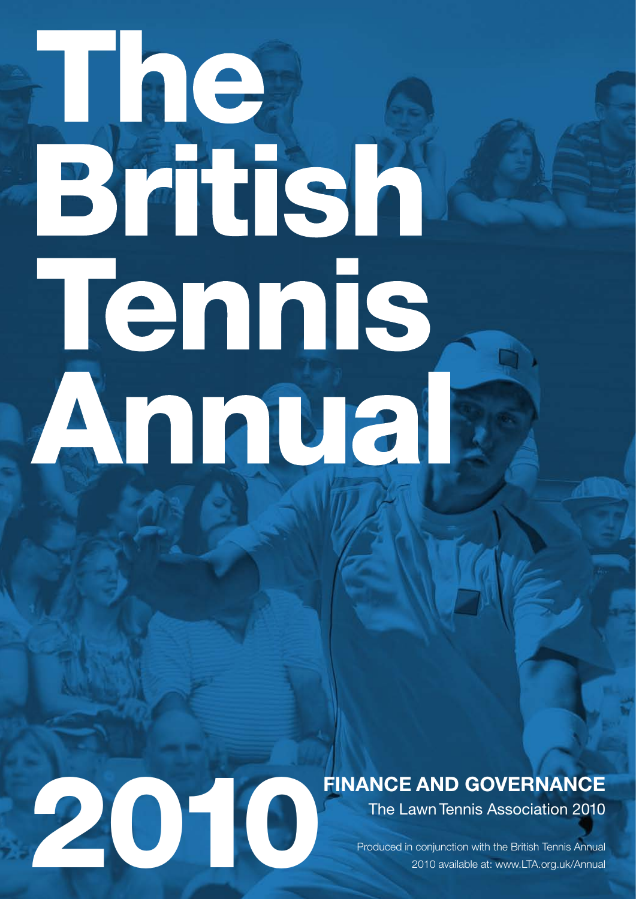# The British Tennis Annual

# 2010

## FINANCE AND GOVERNANCE

The Lawn Tennis Association 2010

Produced in conjunction with the British Tennis Annual 2010 available at: www.LTA.org.uk/Annual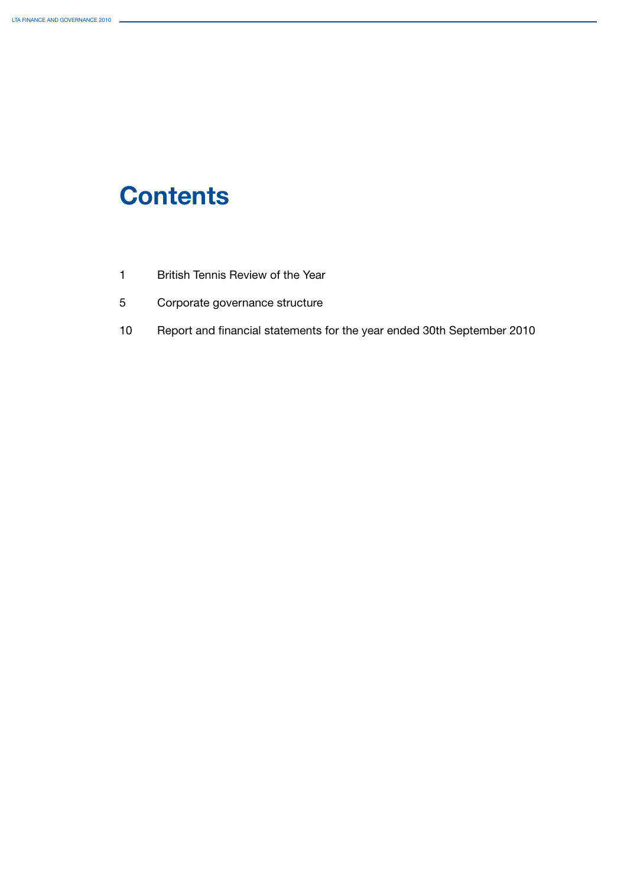# Contents

| | |
|---|---|
| 1 | British Tennis Review of the Year |
| 5 | Corporate governance structure |
| 10 | Report and financial statements for the year ended 30th September 2010 |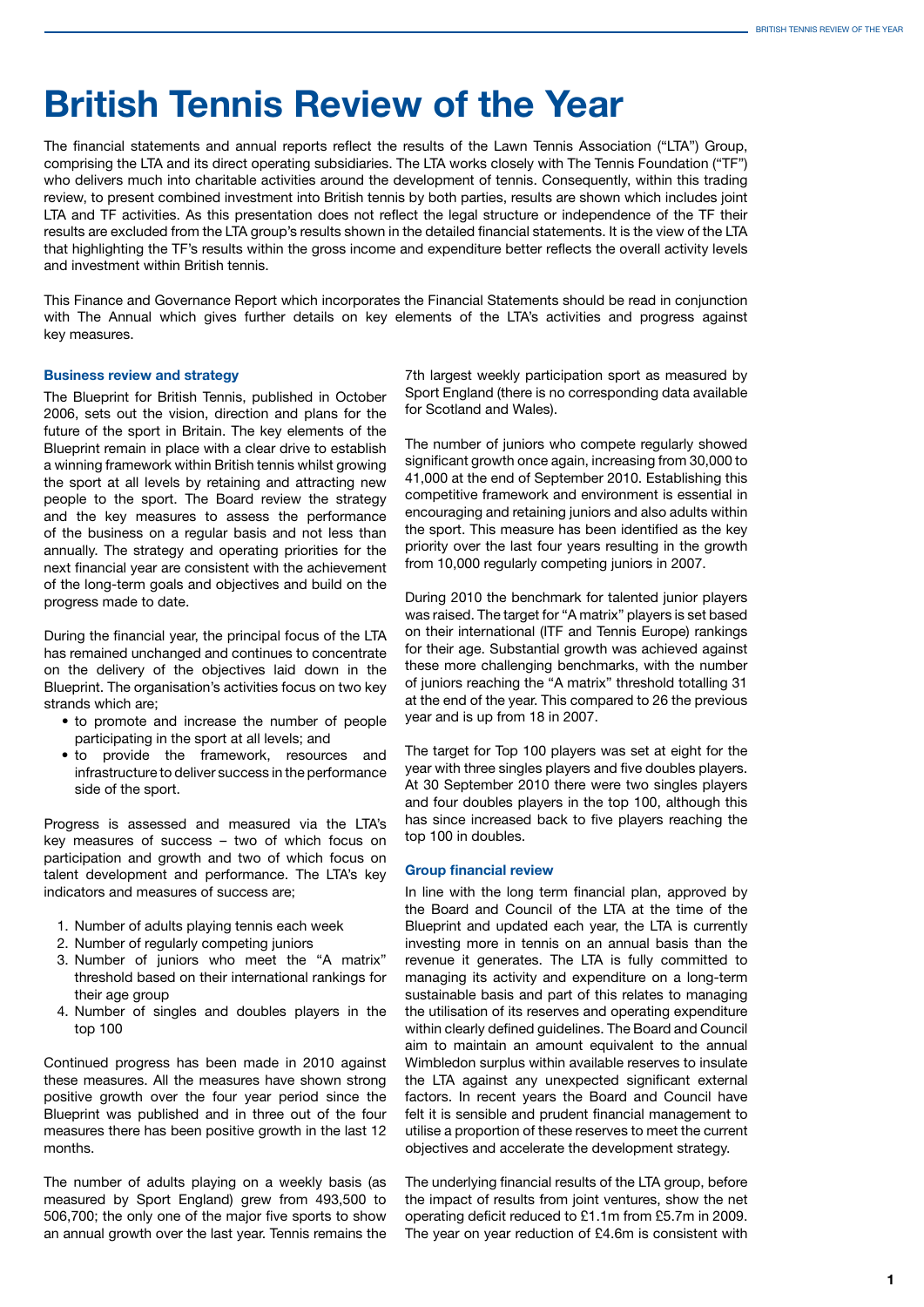# British Tennis Review of the Year

The financial statements and annual reports reflect the results of the Lawn Tennis Association ("LTA") Group, comprising the LTA and its direct operating subsidiaries. The LTA works closely with The Tennis Foundation ("TF") who delivers much into charitable activities around the development of tennis. Consequently, within this trading review, to present combined investment into British tennis by both parties, results are shown which includes joint LTA and TF activities. As this presentation does not reflect the legal structure or independence of the TF their results are excluded from the LTA group's results shown in the detailed financial statements. It is the view of the LTA that highlighting the TF's results within the gross income and expenditure better reflects the overall activity levels and investment within British tennis.

This Finance and Governance Report which incorporates the Financial Statements should be read in conjunction with The Annual which gives further details on key elements of the LTA's activities and progress against key measures.

### Business review and strategy

The Blueprint for British Tennis, published in October 2006, sets out the vision, direction and plans for the future of the sport in Britain. The key elements of the Blueprint remain in place with a clear drive to establish a winning framework within British tennis whilst growing the sport at all levels by retaining and attracting new people to the sport. The Board review the strategy and the key measures to assess the performance of the business on a regular basis and not less than annually. The strategy and operating priorities for the next financial year are consistent with the achievement of the long-term goals and objectives and build on the progress made to date.

During the financial year, the principal focus of the LTA has remained unchanged and continues to concentrate on the delivery of the objectives laid down in the Blueprint. The organisation's activities focus on two key strands which are;

- to promote and increase the number of people participating in the sport at all levels; and
- to provide the framework, resources and infrastructure to deliver success in the performance side of the sport.

Progress is assessed and measured via the LTA's key measures of success – two of which focus on participation and growth and two of which focus on talent development and performance. The LTA's key indicators and measures of success are;

1. Number of adults playing tennis each week
2. Number of regularly competing juniors
3. Number of juniors who meet the "A matrix" threshold based on their international rankings for their age group
4. Number of singles and doubles players in the top 100

Continued progress has been made in 2010 against these measures. All the measures have shown strong positive growth over the four year period since the Blueprint was published and in three out of the four measures there has been positive growth in the last 12 months.

The number of adults playing on a weekly basis (as measured by Sport England) grew from 493,500 to 506,700; the only one of the major five sports to show an annual growth over the last year. Tennis remains the 7th largest weekly participation sport as measured by Sport England (there is no corresponding data available for Scotland and Wales).

The number of juniors who compete regularly showed significant growth once again, increasing from 30,000 to 41,000 at the end of September 2010. Establishing this competitive framework and environment is essential in encouraging and retaining juniors and also adults within the sport. This measure has been identified as the key priority over the last four years resulting in the growth from 10,000 regularly competing juniors in 2007.

During 2010 the benchmark for talented junior players was raised. The target for "A matrix" players is set based on their international (ITF and Tennis Europe) rankings for their age. Substantial growth was achieved against these more challenging benchmarks, with the number of juniors reaching the "A matrix" threshold totalling 31 at the end of the year. This compared to 26 the previous year and is up from 18 in 2007.

The target for Top 100 players was set at eight for the year with three singles players and five doubles players. At 30 September 2010 there were two singles players and four doubles players in the top 100, although this has since increased back to five players reaching the top 100 in doubles.

### Group financial review

In line with the long term financial plan, approved by the Board and Council of the LTA at the time of the Blueprint and updated each year, the LTA is currently investing more in tennis on an annual basis than the revenue it generates. The LTA is fully committed to managing its activity and expenditure on a long-term sustainable basis and part of this relates to managing the utilisation of its reserves and operating expenditure within clearly defined guidelines. The Board and Council aim to maintain an amount equivalent to the annual Wimbledon surplus within available reserves to insulate the LTA against any unexpected significant external factors. In recent years the Board and Council have felt it is sensible and prudent financial management to utilise a proportion of these reserves to meet the current objectives and accelerate the development strategy.

The underlying financial results of the LTA group, before the impact of results from joint ventures, show the net operating deficit reduced to £1.1m from £5.7m in 2009. The year on year reduction of £4.6m is consistent with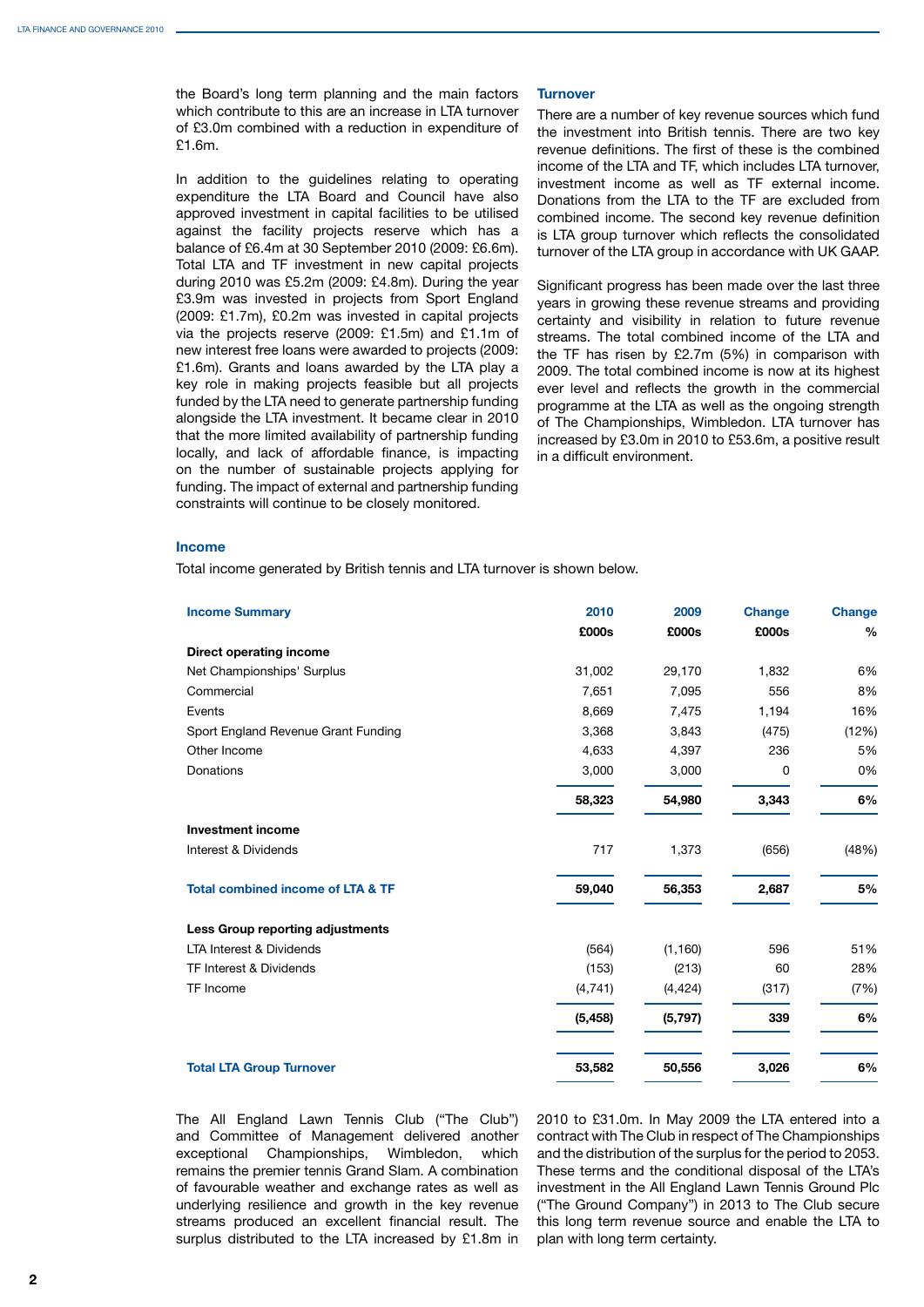the Board's long term planning and the main factors which contribute to this are an increase in LTA turnover of £3.0m combined with a reduction in expenditure of £1.6m.

In addition to the guidelines relating to operating expenditure the LTA Board and Council have also approved investment in capital facilities to be utilised against the facility projects reserve which has a balance of £6.4m at 30 September 2010 (2009: £6.6m). Total LTA and TF investment in new capital projects during 2010 was £5.2m (2009: £4.8m). During the year £3.9m was invested in projects from Sport England (2009: £1.7m), £0.2m was invested in capital projects via the projects reserve (2009: £1.5m) and £1.1m of new interest free loans were awarded to projects (2009: £1.6m). Grants and loans awarded by the LTA play a key role in making projects feasible but all projects funded by the LTA need to generate partnership funding alongside the LTA investment. It became clear in 2010 that the more limited availability of partnership funding locally, and lack of affordable finance, is impacting on the number of sustainable projects applying for funding. The impact of external and partnership funding constraints will continue to be closely monitored.

## Turnover

There are a number of key revenue sources which fund the investment into British tennis. There are two key revenue definitions. The first of these is the combined income of the LTA and TF, which includes LTA turnover, investment income as well as TF external income. Donations from the LTA to the TF are excluded from combined income. The second key revenue definition is LTA group turnover which reflects the consolidated turnover of the LTA group in accordance with UK GAAP.

Significant progress has been made over the last three years in growing these revenue streams and providing certainty and visibility in relation to future revenue streams. The total combined income of the LTA and the TF has risen by £2.7m (5%) in comparison with 2009. The total combined income is now at its highest ever level and reflects the growth in the commercial programme at the LTA as well as the ongoing strength of The Championships, Wimbledon. LTA turnover has increased by £3.0m in 2010 to £53.6m, a positive result in a difficult environment.

## Income

Total income generated by British tennis and LTA turnover is shown below.

| Income Summary | 2010 £000s | 2009 £000s | Change £000s | Change % |
|---|---|---|---|---|
| **Direct operating income** | | | | |
| Net Championships' Surplus | 31,002 | 29,170 | 1,832 | 6% |
| Commercial | 7,651 | 7,095 | 556 | 8% |
| Events | 8,669 | 7,475 | 1,194 | 16% |
| Sport England Revenue Grant Funding | 3,368 | 3,843 | (475) | (12%) |
| Other Income | 4,633 | 4,397 | 236 | 5% |
| Donations | 3,000 | 3,000 | 0 | 0% |
| | **58,323** | **54,980** | **3,343** | **6%** |
| **Investment income** | | | | |
| Interest & Dividends | 717 | 1,373 | (656) | (48%) |
| **Total combined income of LTA & TF** | **59,040** | **56,353** | **2,687** | **5%** |
| **Less Group reporting adjustments** | | | | |
| LTA Interest & Dividends | (564) | (1,160) | 596 | 51% |
| TF Interest & Dividends | (153) | (213) | 60 | 28% |
| TF Income | (4,741) | (4,424) | (317) | (7%) |
| | **(5,458)** | **(5,797)** | **339** | **6%** |
| **Total LTA Group Turnover** | **53,582** | **50,556** | **3,026** | **6%** |

The All England Lawn Tennis Club ("The Club") and Committee of Management delivered another exceptional Championships, Wimbledon, which remains the premier tennis Grand Slam. A combination of favourable weather and exchange rates as well as underlying resilience and growth in the key revenue streams produced an excellent financial result. The surplus distributed to the LTA increased by £1.8m in 2010 to £31.0m. In May 2009 the LTA entered into a contract with The Club in respect of The Championships and the distribution of the surplus for the period to 2053. These terms and the conditional disposal of the LTA's investment in the All England Lawn Tennis Ground Plc ("The Ground Company") in 2013 to The Club secure this long term revenue source and enable the LTA to plan with long term certainty.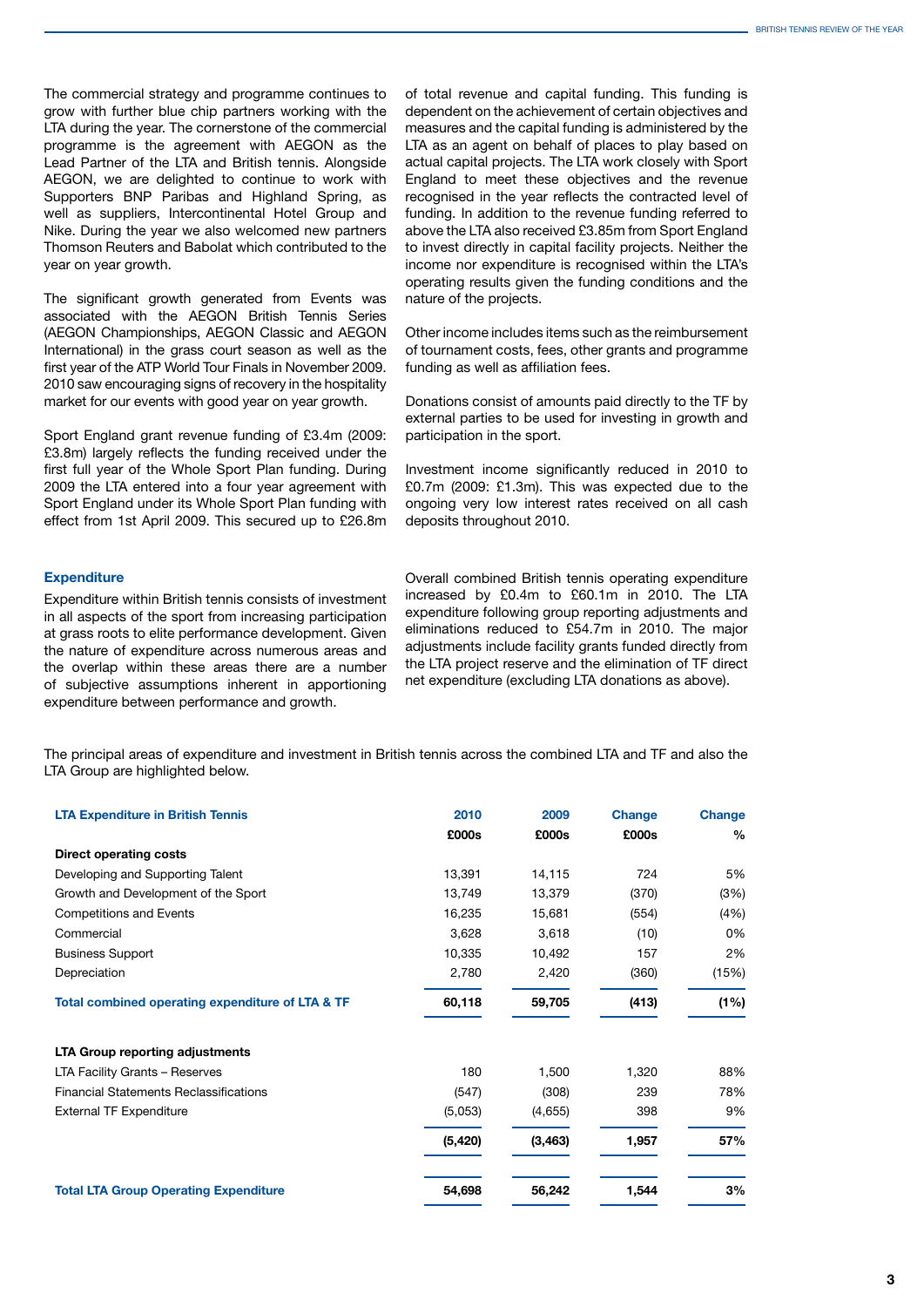The commercial strategy and programme continues to grow with further blue chip partners working with the LTA during the year. The cornerstone of the commercial programme is the agreement with AEGON as the Lead Partner of the LTA and British tennis. Alongside AEGON, we are delighted to continue to work with Supporters BNP Paribas and Highland Spring, as well as suppliers, Intercontinental Hotel Group and Nike. During the year we also welcomed new partners Thomson Reuters and Babolat which contributed to the year on year growth.

The significant growth generated from Events was associated with the AEGON British Tennis Series (AEGON Championships, AEGON Classic and AEGON International) in the grass court season as well as the first year of the ATP World Tour Finals in November 2009. 2010 saw encouraging signs of recovery in the hospitality market for our events with good year on year growth.

Sport England grant revenue funding of £3.4m (2009: £3.8m) largely reflects the funding received under the first full year of the Whole Sport Plan funding. During 2009 the LTA entered into a four year agreement with Sport England under its Whole Sport Plan funding with effect from 1st April 2009. This secured up to £26.8m of total revenue and capital funding. This funding is dependent on the achievement of certain objectives and measures and the capital funding is administered by the LTA as an agent on behalf of places to play based on actual capital projects. The LTA work closely with Sport England to meet these objectives and the revenue recognised in the year reflects the contracted level of funding. In addition to the revenue funding referred to above the LTA also received £3.85m from Sport England to invest directly in capital facility projects. Neither the income nor expenditure is recognised within the LTA's operating results given the funding conditions and the nature of the projects.

Other income includes items such as the reimbursement of tournament costs, fees, other grants and programme funding as well as affiliation fees.

Donations consist of amounts paid directly to the TF by external parties to be used for investing in growth and participation in the sport.

Investment income significantly reduced in 2010 to £0.7m (2009: £1.3m). This was expected due to the ongoing very low interest rates received on all cash deposits throughout 2010.

## Expenditure

Expenditure within British tennis consists of investment in all aspects of the sport from increasing participation at grass roots to elite performance development. Given the nature of expenditure across numerous areas and the overlap within these areas there are a number of subjective assumptions inherent in apportioning expenditure between performance and growth.

Overall combined British tennis operating expenditure increased by £0.4m to £60.1m in 2010. The LTA expenditure following group reporting adjustments and eliminations reduced to £54.7m in 2010. The major adjustments include facility grants funded directly from the LTA project reserve and the elimination of TF direct net expenditure (excluding LTA donations as above).

The principal areas of expenditure and investment in British tennis across the combined LTA and TF and also the LTA Group are highlighted below.

| LTA Expenditure in British Tennis | 2010 £000s | 2009 £000s | Change £000s | Change % |
|---|---|---|---|---|
| **Direct operating costs** | | | | |
| Developing and Supporting Talent | 13,391 | 14,115 | 724 | 5% |
| Growth and Development of the Sport | 13,749 | 13,379 | (370) | (3%) |
| Competitions and Events | 16,235 | 15,681 | (554) | (4%) |
| Commercial | 3,628 | 3,618 | (10) | 0% |
| Business Support | 10,335 | 10,492 | 157 | 2% |
| Depreciation | 2,780 | 2,420 | (360) | (15%) |
| **Total combined operating expenditure of LTA & TF** | **60,118** | **59,705** | **(413)** | **(1%)** |
| **LTA Group reporting adjustments** | | | | |
| LTA Facility Grants – Reserves | 180 | 1,500 | 1,320 | 88% |
| Financial Statements Reclassifications | (547) | (308) | 239 | 78% |
| External TF Expenditure | (5,053) | (4,655) | 398 | 9% |
| | **(5,420)** | **(3,463)** | **1,957** | **57%** |
| **Total LTA Group Operating Expenditure** | **54,698** | **56,242** | **1,544** | **3%** |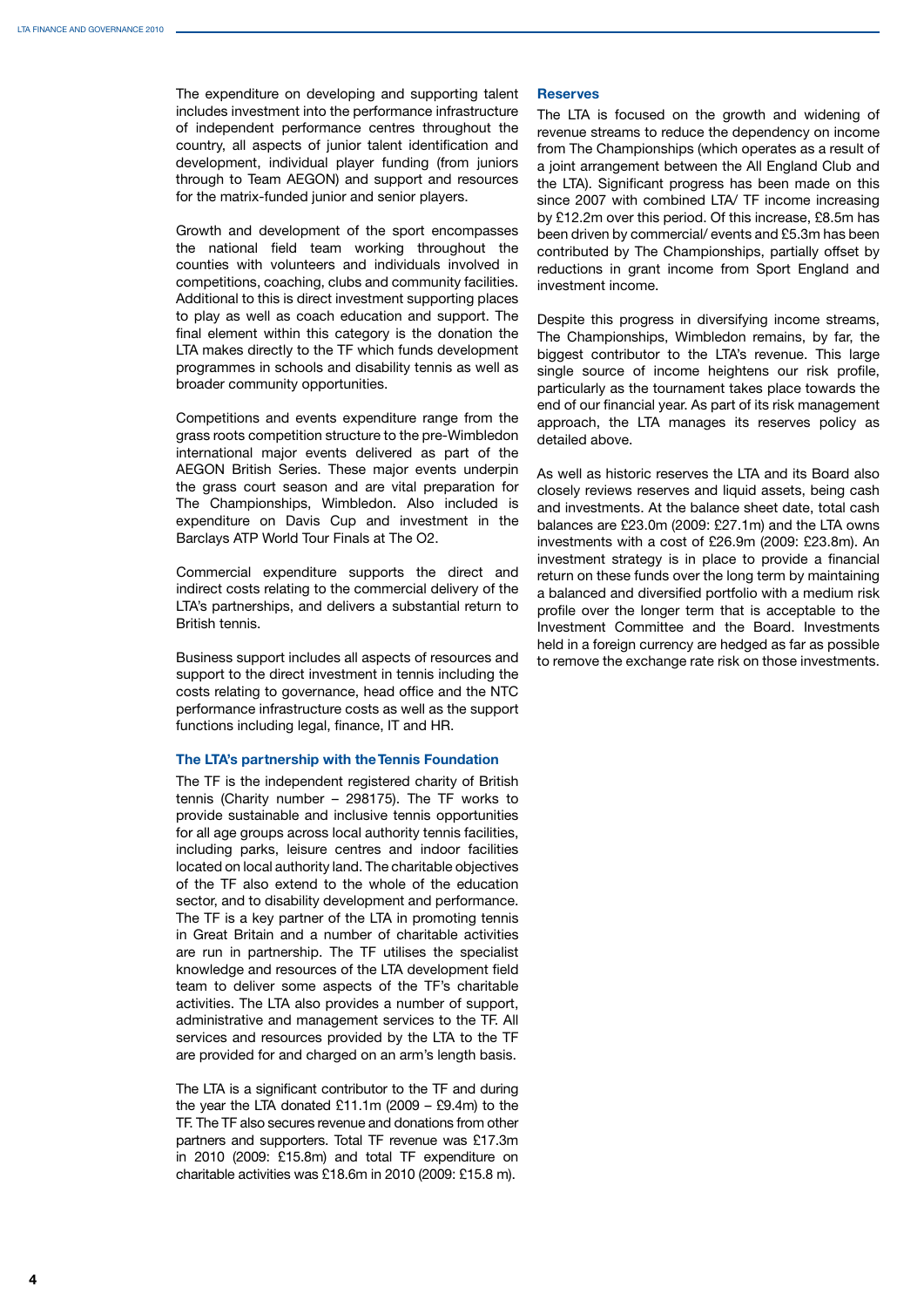The expenditure on developing and supporting talent includes investment into the performance infrastructure of independent performance centres throughout the country, all aspects of junior talent identification and development, individual player funding (from juniors through to Team AEGON) and support and resources for the matrix-funded junior and senior players.

Growth and development of the sport encompasses the national field team working throughout the counties with volunteers and individuals involved in competitions, coaching, clubs and community facilities. Additional to this is direct investment supporting places to play as well as coach education and support. The final element within this category is the donation the LTA makes directly to the TF which funds development programmes in schools and disability tennis as well as broader community opportunities.

Competitions and events expenditure range from the grass roots competition structure to the pre-Wimbledon international major events delivered as part of the AEGON British Series. These major events underpin the grass court season and are vital preparation for The Championships, Wimbledon. Also included is expenditure on Davis Cup and investment in the Barclays ATP World Tour Finals at The O2.

Commercial expenditure supports the direct and indirect costs relating to the commercial delivery of the LTA's partnerships, and delivers a substantial return to British tennis.

Business support includes all aspects of resources and support to the direct investment in tennis including the costs relating to governance, head office and the NTC performance infrastructure costs as well as the support functions including legal, finance, IT and HR.

### The LTA's partnership with the Tennis Foundation

The TF is the independent registered charity of British tennis (Charity number – 298175). The TF works to provide sustainable and inclusive tennis opportunities for all age groups across local authority tennis facilities, including parks, leisure centres and indoor facilities located on local authority land. The charitable objectives of the TF also extend to the whole of the education sector, and to disability development and performance. The TF is a key partner of the LTA in promoting tennis in Great Britain and a number of charitable activities are run in partnership. The TF utilises the specialist knowledge and resources of the LTA development field team to deliver some aspects of the TF's charitable activities. The LTA also provides a number of support, administrative and management services to the TF. All services and resources provided by the LTA to the TF are provided for and charged on an arm's length basis.

The LTA is a significant contributor to the TF and during the year the LTA donated £11.1m (2009 – £9.4m) to the TF. The TF also secures revenue and donations from other partners and supporters. Total TF revenue was £17.3m in 2010 (2009: £15.8m) and total TF expenditure on charitable activities was £18.6m in 2010 (2009: £15.8 m).

### Reserves

The LTA is focused on the growth and widening of revenue streams to reduce the dependency on income from The Championships (which operates as a result of a joint arrangement between the All England Club and the LTA). Significant progress has been made on this since 2007 with combined LTA/ TF income increasing by £12.2m over this period. Of this increase, £8.5m has been driven by commercial/ events and £5.3m has been contributed by The Championships, partially offset by reductions in grant income from Sport England and investment income.

Despite this progress in diversifying income streams, The Championships, Wimbledon remains, by far, the biggest contributor to the LTA's revenue. This large single source of income heightens our risk profile, particularly as the tournament takes place towards the end of our financial year. As part of its risk management approach, the LTA manages its reserves policy as detailed above.

As well as historic reserves the LTA and its Board also closely reviews reserves and liquid assets, being cash and investments. At the balance sheet date, total cash balances are £23.0m (2009: £27.1m) and the LTA owns investments with a cost of £26.9m (2009: £23.8m). An investment strategy is in place to provide a financial return on these funds over the long term by maintaining a balanced and diversified portfolio with a medium risk profile over the longer term that is acceptable to the Investment Committee and the Board. Investments held in a foreign currency are hedged as far as possible to remove the exchange rate risk on those investments.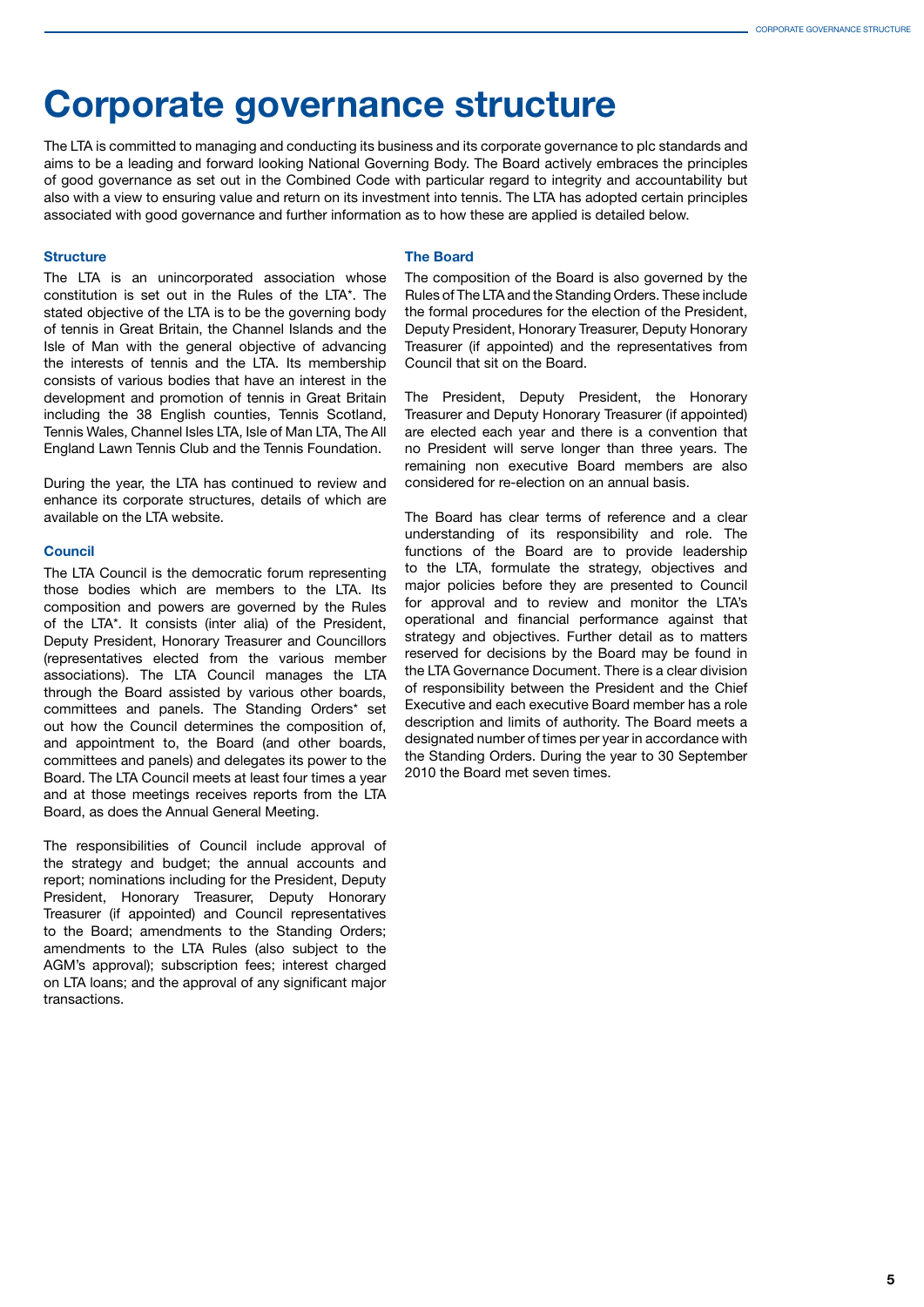# Corporate governance structure

The LTA is committed to managing and conducting its business and its corporate governance to plc standards and aims to be a leading and forward looking National Governing Body. The Board actively embraces the principles of good governance as set out in the Combined Code with particular regard to integrity and accountability but also with a view to ensuring value and return on its investment into tennis. The LTA has adopted certain principles associated with good governance and further information as to how these are applied is detailed below.

### Structure

The LTA is an unincorporated association whose constitution is set out in the Rules of the LTA*. The stated objective of the LTA is to be the governing body of tennis in Great Britain, the Channel Islands and the Isle of Man with the general objective of advancing the interests of tennis and the LTA. Its membership consists of various bodies that have an interest in the development and promotion of tennis in Great Britain including the 38 English counties, Tennis Scotland, Tennis Wales, Channel Isles LTA, Isle of Man LTA, The All England Lawn Tennis Club and the Tennis Foundation.

During the year, the LTA has continued to review and enhance its corporate structures, details of which are available on the LTA website.

### Council

The LTA Council is the democratic forum representing those bodies which are members to the LTA. Its composition and powers are governed by the Rules of the LTA*. It consists (inter alia) of the President, Deputy President, Honorary Treasurer and Councillors (representatives elected from the various member associations). The LTA Council manages the LTA through the Board assisted by various other boards, committees and panels. The Standing Orders* set out how the Council determines the composition of, and appointment to, the Board (and other boards, committees and panels) and delegates its power to the Board. The LTA Council meets at least four times a year and at those meetings receives reports from the LTA Board, as does the Annual General Meeting.

The responsibilities of Council include approval of the strategy and budget; the annual accounts and report; nominations including for the President, Deputy President, Honorary Treasurer, Deputy Honorary Treasurer (if appointed) and Council representatives to the Board; amendments to the Standing Orders; amendments to the LTA Rules (also subject to the AGM's approval); subscription fees; interest charged on LTA loans; and the approval of any significant major transactions.

### The Board

The composition of the Board is also governed by the Rules of The LTA and the Standing Orders. These include the formal procedures for the election of the President, Deputy President, Honorary Treasurer, Deputy Honorary Treasurer (if appointed) and the representatives from Council that sit on the Board.

The President, Deputy President, the Honorary Treasurer and Deputy Honorary Treasurer (if appointed) are elected each year and there is a convention that no President will serve longer than three years. The remaining non executive Board members are also considered for re-election on an annual basis.

The Board has clear terms of reference and a clear understanding of its responsibility and role. The functions of the Board are to provide leadership to the LTA, formulate the strategy, objectives and major policies before they are presented to Council for approval and to review and monitor the LTA's operational and financial performance against that strategy and objectives. Further detail as to matters reserved for decisions by the Board may be found in the LTA Governance Document. There is a clear division of responsibility between the President and the Chief Executive and each executive Board member has a role description and limits of authority. The Board meets a designated number of times per year in accordance with the Standing Orders. During the year to 30 September 2010 the Board met seven times.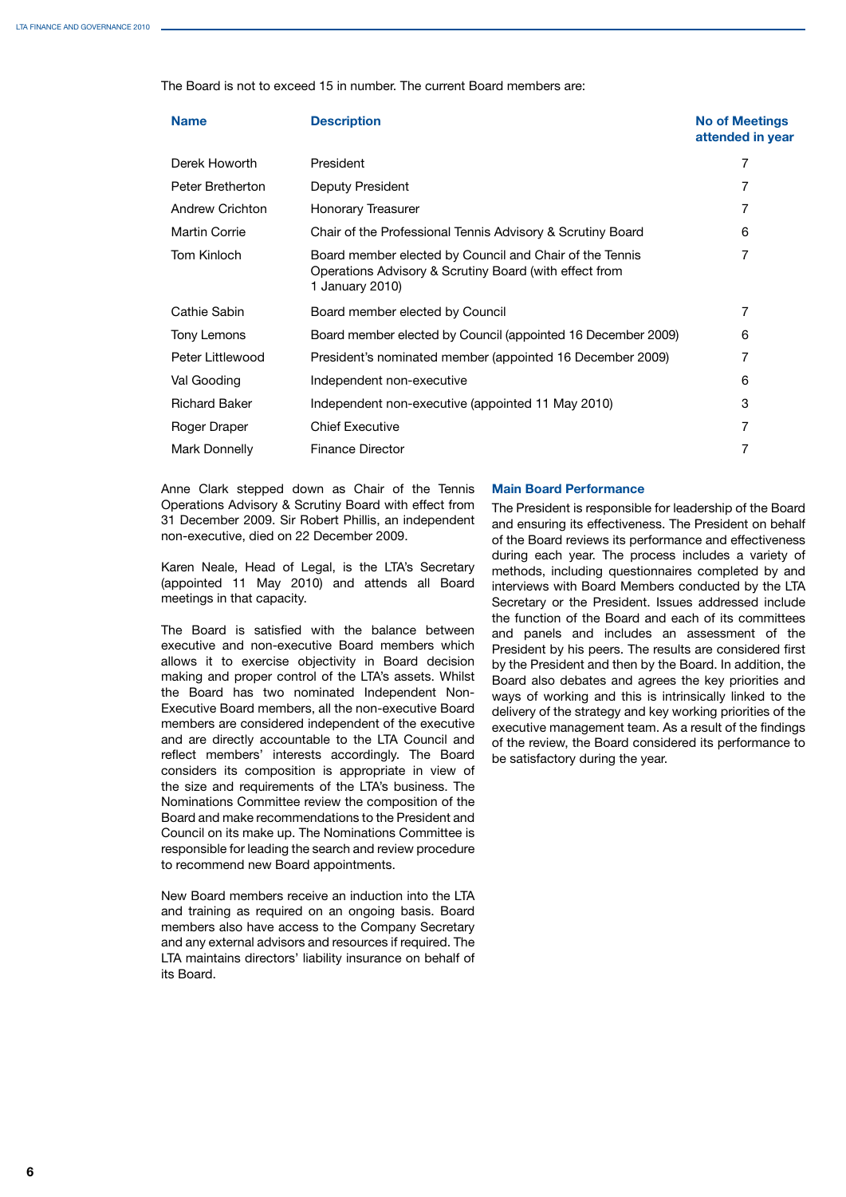The Board is not to exceed 15 in number. The current Board members are:

| Name | Description | No of Meetings attended in year |
|---|---|---|
| Derek Howorth | President | 7 |
| Peter Bretherton | Deputy President | 7 |
| Andrew Crichton | Honorary Treasurer | 7 |
| Martin Corrie | Chair of the Professional Tennis Advisory & Scrutiny Board | 6 |
| Tom Kinloch | Board member elected by Council and Chair of the Tennis Operations Advisory & Scrutiny Board (with effect from 1 January 2010) | 7 |
| Cathie Sabin | Board member elected by Council | 7 |
| Tony Lemons | Board member elected by Council (appointed 16 December 2009) | 6 |
| Peter Littlewood | President's nominated member (appointed 16 December 2009) | 7 |
| Val Gooding | Independent non-executive | 6 |
| Richard Baker | Independent non-executive (appointed 11 May 2010) | 3 |
| Roger Draper | Chief Executive | 7 |
| Mark Donnelly | Finance Director | 7 |

Anne Clark stepped down as Chair of the Tennis Operations Advisory & Scrutiny Board with effect from 31 December 2009. Sir Robert Phillis, an independent non-executive, died on 22 December 2009.

Karen Neale, Head of Legal, is the LTA's Secretary (appointed 11 May 2010) and attends all Board meetings in that capacity.

The Board is satisfied with the balance between executive and non-executive Board members which allows it to exercise objectivity in Board decision making and proper control of the LTA's assets. Whilst the Board has two nominated Independent Non-Executive Board members, all the non-executive Board members are considered independent of the executive and are directly accountable to the LTA Council and reflect members' interests accordingly. The Board considers its composition is appropriate in view of the size and requirements of the LTA's business. The Nominations Committee review the composition of the Board and make recommendations to the President and Council on its make up. The Nominations Committee is responsible for leading the search and review procedure to recommend new Board appointments.

New Board members receive an induction into the LTA and training as required on an ongoing basis. Board members also have access to the Company Secretary and any external advisors and resources if required. The LTA maintains directors' liability insurance on behalf of its Board.

### Main Board Performance

The President is responsible for leadership of the Board and ensuring its effectiveness. The President on behalf of the Board reviews its performance and effectiveness during each year. The process includes a variety of methods, including questionnaires completed by and interviews with Board Members conducted by the LTA Secretary or the President. Issues addressed include the function of the Board and each of its committees and panels and includes an assessment of the President by his peers. The results are considered first by the President and then by the Board. In addition, the Board also debates and agrees the key priorities and ways of working and this is intrinsically linked to the delivery of the strategy and key working priorities of the executive management team. As a result of the findings of the review, the Board considered its performance to be satisfactory during the year.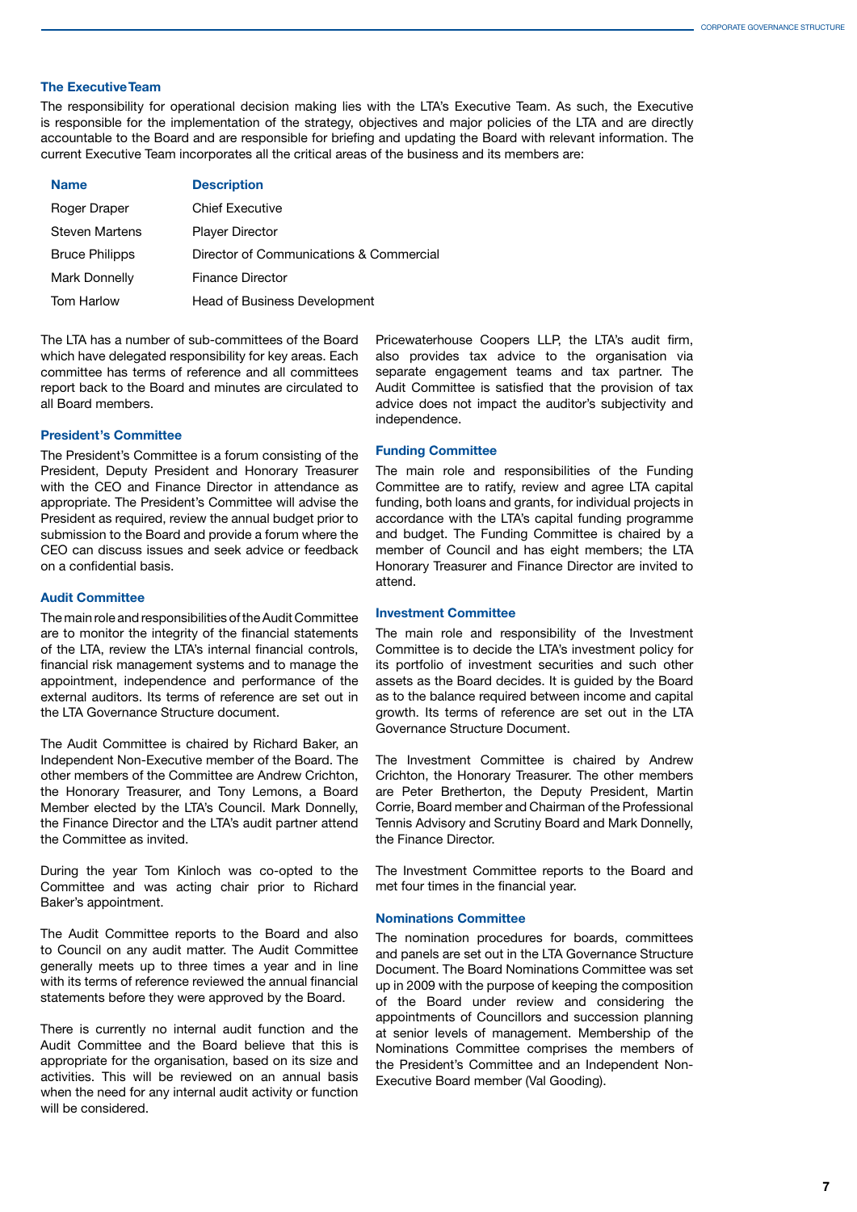### The Executive Team

The responsibility for operational decision making lies with the LTA's Executive Team. As such, the Executive is responsible for the implementation of the strategy, objectives and major policies of the LTA and are directly accountable to the Board and are responsible for briefing and updating the Board with relevant information. The current Executive Team incorporates all the critical areas of the business and its members are:

| Name | Description |
| --- | --- |
| Roger Draper | Chief Executive |
| Steven Martens | Player Director |
| Bruce Philipps | Director of Communications & Commercial |
| Mark Donnelly | Finance Director |
| Tom Harlow | Head of Business Development |

The LTA has a number of sub-committees of the Board which have delegated responsibility for key areas. Each committee has terms of reference and all committees report back to the Board and minutes are circulated to all Board members.

### President's Committee

The President's Committee is a forum consisting of the President, Deputy President and Honorary Treasurer with the CEO and Finance Director in attendance as appropriate. The President's Committee will advise the President as required, review the annual budget prior to submission to the Board and provide a forum where the CEO can discuss issues and seek advice or feedback on a confidential basis.

### Audit Committee

The main role and responsibilities of the Audit Committee are to monitor the integrity of the financial statements of the LTA, review the LTA's internal financial controls, financial risk management systems and to manage the appointment, independence and performance of the external auditors. Its terms of reference are set out in the LTA Governance Structure document.

The Audit Committee is chaired by Richard Baker, an Independent Non-Executive member of the Board. The other members of the Committee are Andrew Crichton, the Honorary Treasurer, and Tony Lemons, a Board Member elected by the LTA's Council. Mark Donnelly, the Finance Director and the LTA's audit partner attend the Committee as invited.

During the year Tom Kinloch was co-opted to the Committee and was acting chair prior to Richard Baker's appointment.

The Audit Committee reports to the Board and also to Council on any audit matter. The Audit Committee generally meets up to three times a year and in line with its terms of reference reviewed the annual financial statements before they were approved by the Board.

There is currently no internal audit function and the Audit Committee and the Board believe that this is appropriate for the organisation, based on its size and activities. This will be reviewed on an annual basis when the need for any internal audit activity or function will be considered.

Pricewaterhouse Coopers LLP, the LTA's audit firm, also provides tax advice to the organisation via separate engagement teams and tax partner. The Audit Committee is satisfied that the provision of tax advice does not impact the auditor's subjectivity and independence.

### Funding Committee

The main role and responsibilities of the Funding Committee are to ratify, review and agree LTA capital funding, both loans and grants, for individual projects in accordance with the LTA's capital funding programme and budget. The Funding Committee is chaired by a member of Council and has eight members; the LTA Honorary Treasurer and Finance Director are invited to attend.

### Investment Committee

The main role and responsibility of the Investment Committee is to decide the LTA's investment policy for its portfolio of investment securities and such other assets as the Board decides. It is guided by the Board as to the balance required between income and capital growth. Its terms of reference are set out in the LTA Governance Structure Document.

The Investment Committee is chaired by Andrew Crichton, the Honorary Treasurer. The other members are Peter Bretherton, the Deputy President, Martin Corrie, Board member and Chairman of the Professional Tennis Advisory and Scrutiny Board and Mark Donnelly, the Finance Director.

The Investment Committee reports to the Board and met four times in the financial year.

### Nominations Committee

The nomination procedures for boards, committees and panels are set out in the LTA Governance Structure Document. The Board Nominations Committee was set up in 2009 with the purpose of keeping the composition of the Board under review and considering the appointments of Councillors and succession planning at senior levels of management. Membership of the Nominations Committee comprises the members of the President's Committee and an Independent Non-Executive Board member (Val Gooding).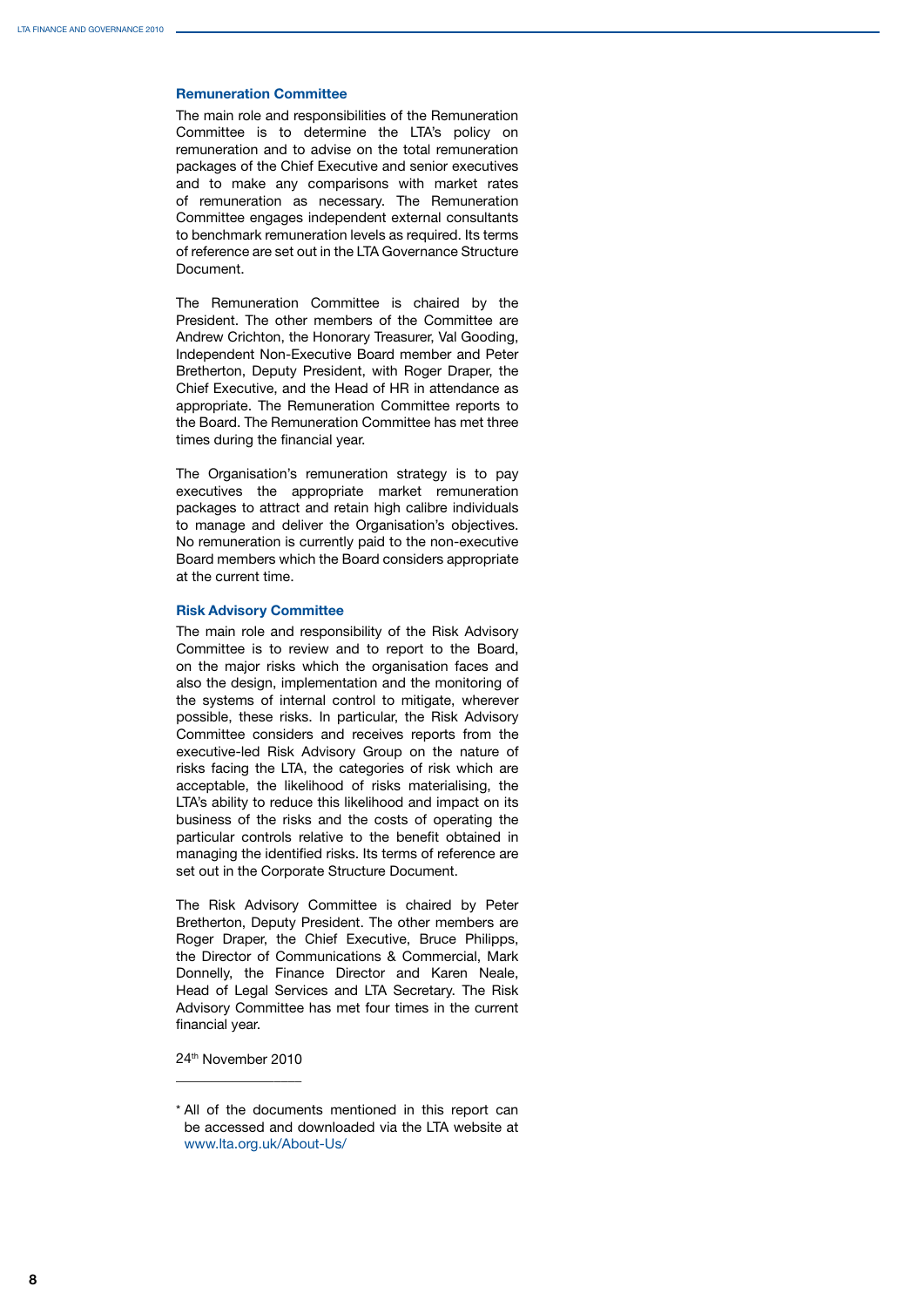### Remuneration Committee

The main role and responsibilities of the Remuneration Committee is to determine the LTA's policy on remuneration and to advise on the total remuneration packages of the Chief Executive and senior executives and to make any comparisons with market rates of remuneration as necessary. The Remuneration Committee engages independent external consultants to benchmark remuneration levels as required. Its terms of reference are set out in the LTA Governance Structure Document.

The Remuneration Committee is chaired by the President. The other members of the Committee are Andrew Crichton, the Honorary Treasurer, Val Gooding, Independent Non-Executive Board member and Peter Bretherton, Deputy President, with Roger Draper, the Chief Executive, and the Head of HR in attendance as appropriate. The Remuneration Committee reports to the Board. The Remuneration Committee has met three times during the financial year.

The Organisation's remuneration strategy is to pay executives the appropriate market remuneration packages to attract and retain high calibre individuals to manage and deliver the Organisation's objectives. No remuneration is currently paid to the non-executive Board members which the Board considers appropriate at the current time.

### Risk Advisory Committee

The main role and responsibility of the Risk Advisory Committee is to review and to report to the Board, on the major risks which the organisation faces and also the design, implementation and the monitoring of the systems of internal control to mitigate, wherever possible, these risks. In particular, the Risk Advisory Committee considers and receives reports from the executive-led Risk Advisory Group on the nature of risks facing the LTA, the categories of risk which are acceptable, the likelihood of risks materialising, the LTA's ability to reduce this likelihood and impact on its business of the risks and the costs of operating the particular controls relative to the benefit obtained in managing the identified risks. Its terms of reference are set out in the Corporate Structure Document.

The Risk Advisory Committee is chaired by Peter Bretherton, Deputy President. The other members are Roger Draper, the Chief Executive, Bruce Philipps, the Director of Communications & Commercial, Mark Donnelly, the Finance Director and Karen Neale, Head of Legal Services and LTA Secretary. The Risk Advisory Committee has met four times in the current financial year.

24th November 2010

---

\* All of the documents mentioned in this report can be accessed and downloaded via the LTA website at www.lta.org.uk/About-Us/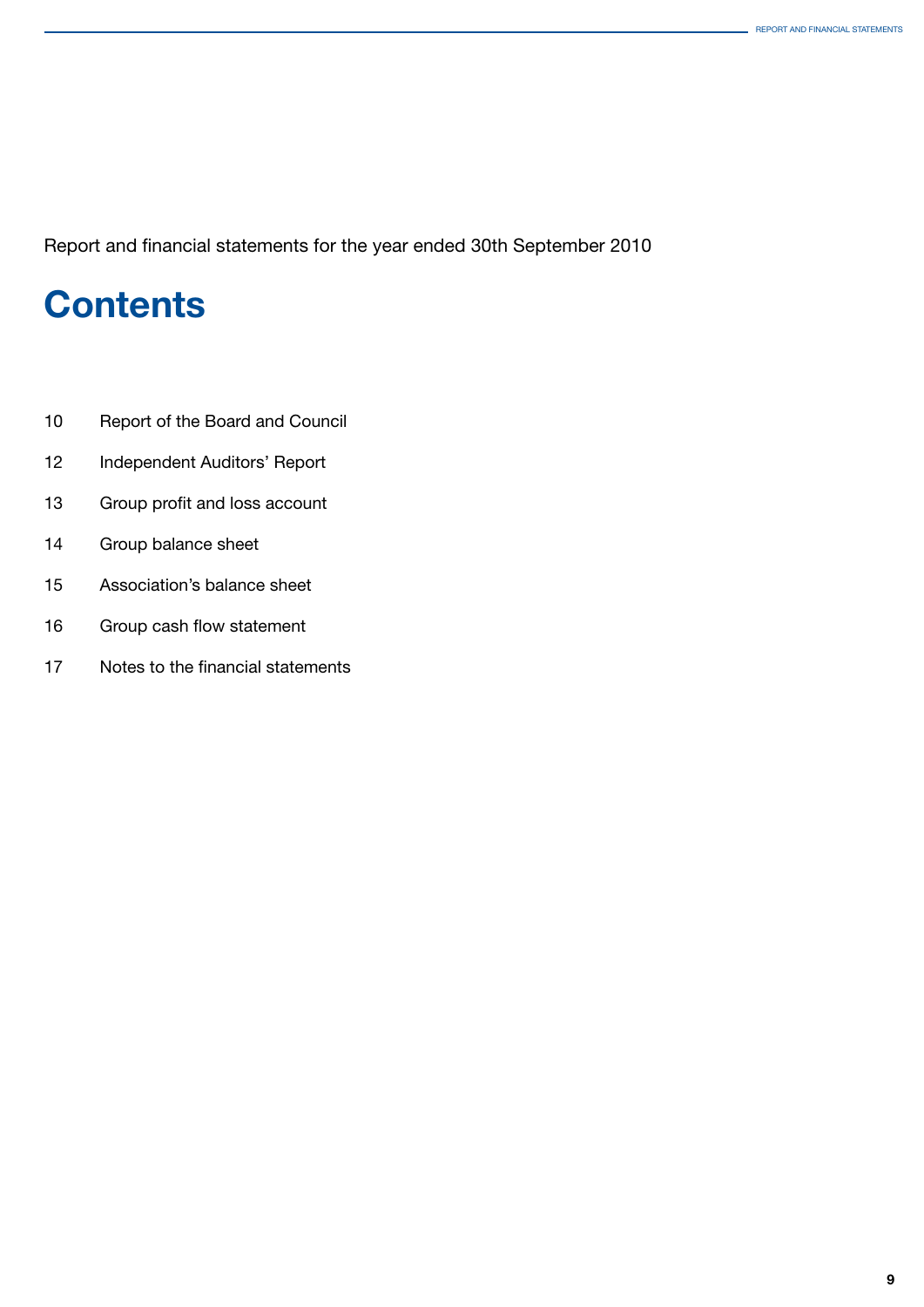Report and financial statements for the year ended 30th September 2010

# Contents

| | |
|---|---|
| 10 | Report of the Board and Council |
| 12 | Independent Auditors' Report |
| 13 | Group profit and loss account |
| 14 | Group balance sheet |
| 15 | Association's balance sheet |
| 16 | Group cash flow statement |
| 17 | Notes to the financial statements |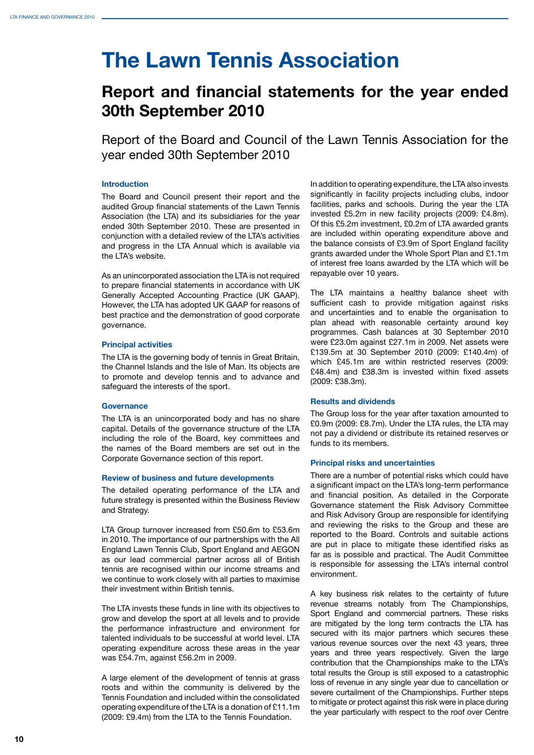# The Lawn Tennis Association

## Report and financial statements for the year ended 30th September 2010

Report of the Board and Council of the Lawn Tennis Association for the year ended 30th September 2010

### Introduction

The Board and Council present their report and the audited Group financial statements of the Lawn Tennis Association (the LTA) and its subsidiaries for the year ended 30th September 2010. These are presented in conjunction with a detailed review of the LTA's activities and progress in the LTA Annual which is available via the LTA's website.

As an unincorporated association the LTA is not required to prepare financial statements in accordance with UK Generally Accepted Accounting Practice (UK GAAP). However, the LTA has adopted UK GAAP for reasons of best practice and the demonstration of good corporate governance.

### Principal activities

The LTA is the governing body of tennis in Great Britain, the Channel Islands and the Isle of Man. Its objects are to promote and develop tennis and to advance and safeguard the interests of the sport.

### Governance

The LTA is an unincorporated body and has no share capital. Details of the governance structure of the LTA including the role of the Board, key committees and the names of the Board members are set out in the Corporate Governance section of this report.

### Review of business and future developments

The detailed operating performance of the LTA and future strategy is presented within the Business Review and Strategy.

LTA Group turnover increased from £50.6m to £53.6m in 2010. The importance of our partnerships with the All England Lawn Tennis Club, Sport England and AEGON as our lead commercial partner across all of British tennis are recognised within our income streams and we continue to work closely with all parties to maximise their investment within British tennis.

The LTA invests these funds in line with its objectives to grow and develop the sport at all levels and to provide the performance infrastructure and environment for talented individuals to be successful at world level. LTA operating expenditure across these areas in the year was £54.7m, against £56.2m in 2009.

A large element of the development of tennis at grass roots and within the community is delivered by the Tennis Foundation and included within the consolidated operating expenditure of the LTA is a donation of £11.1m (2009: £9.4m) from the LTA to the Tennis Foundation.

In addition to operating expenditure, the LTA also invests significantly in facility projects including clubs, indoor facilities, parks and schools. During the year the LTA invested £5.2m in new facility projects (2009: £4.8m). Of this £5.2m investment, £0.2m of LTA awarded grants are included within operating expenditure above and the balance consists of £3.9m of Sport England facility grants awarded under the Whole Sport Plan and £1.1m of interest free loans awarded by the LTA which will be repayable over 10 years.

The LTA maintains a healthy balance sheet with sufficient cash to provide mitigation against risks and uncertainties and to enable the organisation to plan ahead with reasonable certainty around key programmes. Cash balances at 30 September 2010 were £23.0m against £27.1m in 2009. Net assets were £139.5m at 30 September 2010 (2009: £140.4m) of which £45.1m are within restricted reserves (2009: £48.4m) and £38.3m is invested within fixed assets (2009: £38.3m).

### Results and dividends

The Group loss for the year after taxation amounted to £0.9m (2009: £8.7m). Under the LTA rules, the LTA may not pay a dividend or distribute its retained reserves or funds to its members.

### Principal risks and uncertainties

There are a number of potential risks which could have a significant impact on the LTA's long-term performance and financial position. As detailed in the Corporate Governance statement the Risk Advisory Committee and Risk Advisory Group are responsible for identifying and reviewing the risks to the Group and these are reported to the Board. Controls and suitable actions are put in place to mitigate these identified risks as far as is possible and practical. The Audit Committee is responsible for assessing the LTA's internal control environment.

A key business risk relates to the certainty of future revenue streams notably from The Championships, Sport England and commercial partners. These risks are mitigated by the long term contracts the LTA has secured with its major partners which secures these various revenue sources over the next 43 years, three years and three years respectively. Given the large contribution that the Championships make to the LTA's total results the Group is still exposed to a catastrophic loss of revenue in any single year due to cancellation or severe curtailment of the Championships. Further steps to mitigate or protect against this risk were in place during the year particularly with respect to the roof over Centre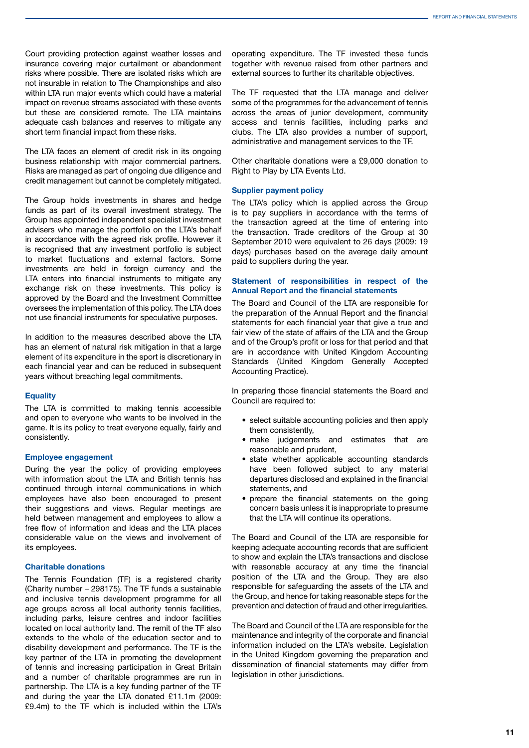Court providing protection against weather losses and insurance covering major curtailment or abandonment risks where possible. There are isolated risks which are not insurable in relation to The Championships and also within LTA run major events which could have a material impact on revenue streams associated with these events but these are considered remote. The LTA maintains adequate cash balances and reserves to mitigate any short term financial impact from these risks.

The LTA faces an element of credit risk in its ongoing business relationship with major commercial partners. Risks are managed as part of ongoing due diligence and credit management but cannot be completely mitigated.

The Group holds investments in shares and hedge funds as part of its overall investment strategy. The Group has appointed independent specialist investment advisers who manage the portfolio on the LTA's behalf in accordance with the agreed risk profile. However it is recognised that any investment portfolio is subject to market fluctuations and external factors. Some investments are held in foreign currency and the LTA enters into financial instruments to mitigate any exchange risk on these investments. This policy is approved by the Board and the Investment Committee oversees the implementation of this policy. The LTA does not use financial instruments for speculative purposes.

In addition to the measures described above the LTA has an element of natural risk mitigation in that a large element of its expenditure in the sport is discretionary in each financial year and can be reduced in subsequent years without breaching legal commitments.

### Equality

The LTA is committed to making tennis accessible and open to everyone who wants to be involved in the game. It is its policy to treat everyone equally, fairly and consistently.

### Employee engagement

During the year the policy of providing employees with information about the LTA and British tennis has continued through internal communications in which employees have also been encouraged to present their suggestions and views. Regular meetings are held between management and employees to allow a free flow of information and ideas and the LTA places considerable value on the views and involvement of its employees.

### Charitable donations

The Tennis Foundation (TF) is a registered charity (Charity number – 298175). The TF funds a sustainable and inclusive tennis development programme for all age groups across all local authority tennis facilities, including parks, leisure centres and indoor facilities located on local authority land. The remit of the TF also extends to the whole of the education sector and to disability development and performance. The TF is the key partner of the LTA in promoting the development of tennis and increasing participation in Great Britain and a number of charitable programmes are run in partnership. The LTA is a key funding partner of the TF and during the year the LTA donated £11.1m (2009: £9.4m) to the TF which is included within the LTA's operating expenditure. The TF invested these funds together with revenue raised from other partners and external sources to further its charitable objectives.

The TF requested that the LTA manage and deliver some of the programmes for the advancement of tennis across the areas of junior development, community access and tennis facilities, including parks and clubs. The LTA also provides a number of support, administrative and management services to the TF.

Other charitable donations were a £9,000 donation to Right to Play by LTA Events Ltd.

### Supplier payment policy

The LTA's policy which is applied across the Group is to pay suppliers in accordance with the terms of the transaction agreed at the time of entering into the transaction. Trade creditors of the Group at 30 September 2010 were equivalent to 26 days (2009: 19 days) purchases based on the average daily amount paid to suppliers during the year.

### Statement of responsibilities in respect of the Annual Report and the financial statements

The Board and Council of the LTA are responsible for the preparation of the Annual Report and the financial statements for each financial year that give a true and fair view of the state of affairs of the LTA and the Group and of the Group's profit or loss for that period and that are in accordance with United Kingdom Accounting Standards (United Kingdom Generally Accepted Accounting Practice).

In preparing those financial statements the Board and Council are required to:

- select suitable accounting policies and then apply them consistently,
- make judgements and estimates that are reasonable and prudent,
- state whether applicable accounting standards have been followed subject to any material departures disclosed and explained in the financial statements, and
- prepare the financial statements on the going concern basis unless it is inappropriate to presume that the LTA will continue its operations.

The Board and Council of the LTA are responsible for keeping adequate accounting records that are sufficient to show and explain the LTA's transactions and disclose with reasonable accuracy at any time the financial position of the LTA and the Group. They are also responsible for safeguarding the assets of the LTA and the Group, and hence for taking reasonable steps for the prevention and detection of fraud and other irregularities.

The Board and Council of the LTA are responsible for the maintenance and integrity of the corporate and financial information included on the LTA's website. Legislation in the United Kingdom governing the preparation and dissemination of financial statements may differ from legislation in other jurisdictions.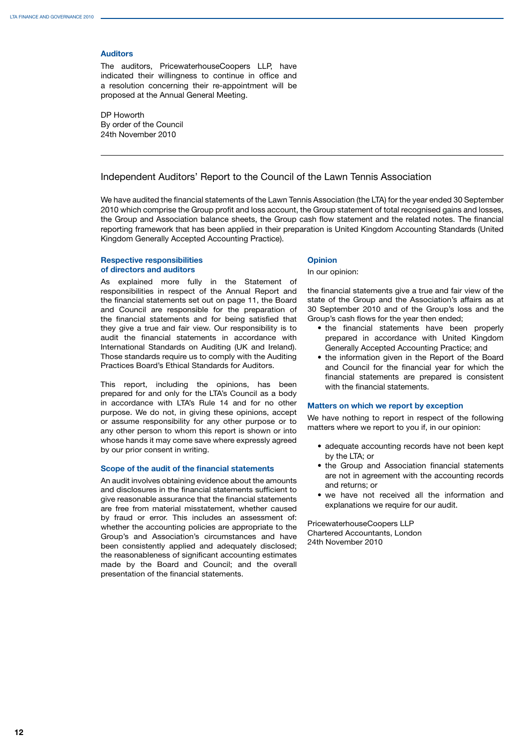### Auditors

The auditors, PricewaterhouseCoopers LLP, have indicated their willingness to continue in office and a resolution concerning their re-appointment will be proposed at the Annual General Meeting.

DP Howorth
By order of the Council
24th November 2010

## Independent Auditors' Report to the Council of the Lawn Tennis Association

We have audited the financial statements of the Lawn Tennis Association (the LTA) for the year ended 30 September 2010 which comprise the Group profit and loss account, the Group statement of total recognised gains and losses, the Group and Association balance sheets, the Group cash flow statement and the related notes. The financial reporting framework that has been applied in their preparation is United Kingdom Accounting Standards (United Kingdom Generally Accepted Accounting Practice).

### Respective responsibilities of directors and auditors

As explained more fully in the Statement of responsibilities in respect of the Annual Report and the financial statements set out on page 11, the Board and Council are responsible for the preparation of the financial statements and for being satisfied that they give a true and fair view. Our responsibility is to audit the financial statements in accordance with International Standards on Auditing (UK and Ireland). Those standards require us to comply with the Auditing Practices Board's Ethical Standards for Auditors.

This report, including the opinions, has been prepared for and only for the LTA's Council as a body in accordance with LTA's Rule 14 and for no other purpose. We do not, in giving these opinions, accept or assume responsibility for any other purpose or to any other person to whom this report is shown or into whose hands it may come save where expressly agreed by our prior consent in writing.

### Scope of the audit of the financial statements

An audit involves obtaining evidence about the amounts and disclosures in the financial statements sufficient to give reasonable assurance that the financial statements are free from material misstatement, whether caused by fraud or error. This includes an assessment of: whether the accounting policies are appropriate to the Group's and Association's circumstances and have been consistently applied and adequately disclosed; the reasonableness of significant accounting estimates made by the Board and Council; and the overall presentation of the financial statements.

### Opinion

In our opinion:

the financial statements give a true and fair view of the state of the Group and the Association's affairs as at 30 September 2010 and of the Group's loss and the Group's cash flows for the year then ended;

- the financial statements have been properly prepared in accordance with United Kingdom Generally Accepted Accounting Practice; and
- the information given in the Report of the Board and Council for the financial year for which the financial statements are prepared is consistent with the financial statements.

### Matters on which we report by exception

We have nothing to report in respect of the following matters where we report to you if, in our opinion:

- adequate accounting records have not been kept by the LTA; or
- the Group and Association financial statements are not in agreement with the accounting records and returns; or
- we have not received all the information and explanations we require for our audit.

PricewaterhouseCoopers LLP
Chartered Accountants, London
24th November 2010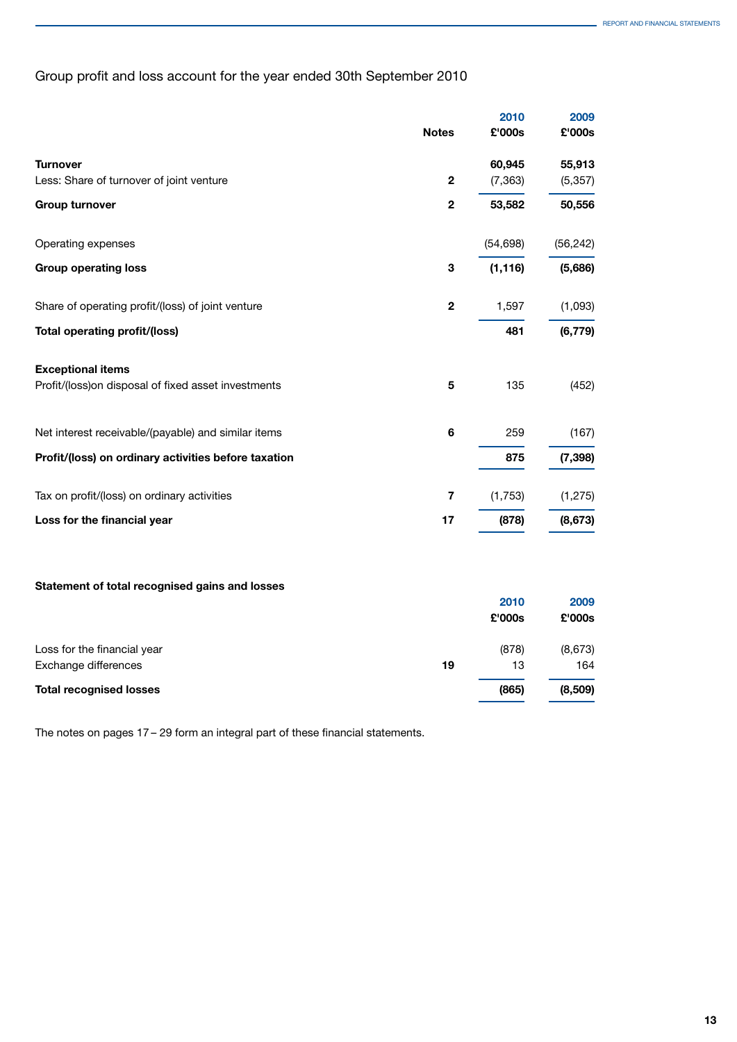## Group profit and loss account for the year ended 30th September 2010

| | Notes | 2010<br>£'000s | 2009<br>£'000s |
|---|---|---|---|
| **Turnover** | | **60,945** | **55,913** |
| Less: Share of turnover of joint venture | 2 | (7,363) | (5,357) |
| **Group turnover** | 2 | **53,582** | **50,556** |
| Operating expenses | | (54,698) | (56,242) |
| **Group operating loss** | 3 | **(1,116)** | **(5,686)** |
| Share of operating profit/(loss) of joint venture | 2 | 1,597 | (1,093) |
| **Total operating profit/(loss)** | | **481** | **(6,779)** |
| **Exceptional items** | | | |
| Profit/(loss)on disposal of fixed asset investments | 5 | 135 | (452) |
| Net interest receivable/(payable) and similar items | 6 | 259 | (167) |
| **Profit/(loss) on ordinary activities before taxation** | | **875** | **(7,398)** |
| Tax on profit/(loss) on ordinary activities | 7 | (1,753) | (1,275) |
| **Loss for the financial year** | 17 | **(878)** | **(8,673)** |

### Statement of total recognised gains and losses

| | | 2010<br>£'000s | 2009<br>£'000s |
|---|---|---|---|
| Loss for the financial year | | (878) | (8,673) |
| Exchange differences | 19 | 13 | 164 |
| **Total recognised losses** | | **(865)** | **(8,509)** |

The notes on pages 17 – 29 form an integral part of these financial statements.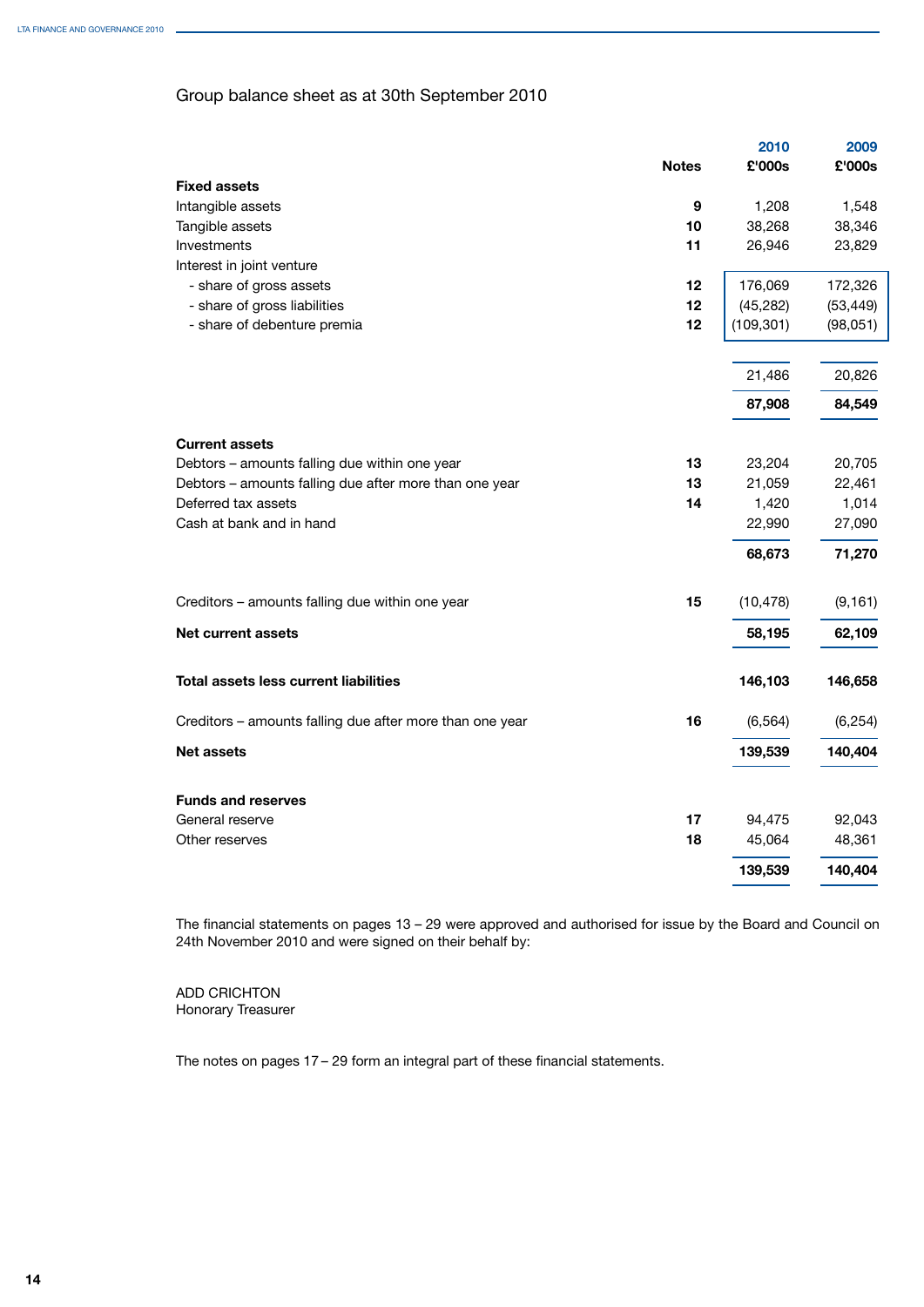# Group balance sheet as at 30th September 2010

| | Notes | 2010 £'000s | 2009 £'000s |
|---|---|---|---|
| **Fixed assets** | | | |
| Intangible assets | **9** | 1,208 | 1,548 |
| Tangible assets | **10** | 38,268 | 38,346 |
| Investments | **11** | 26,946 | 23,829 |
| Interest in joint venture | | | |
| - share of gross assets | **12** | 176,069 | 172,326 |
| - share of gross liabilities | **12** | (45,282) | (53,449) |
| - share of debenture premia | **12** | (109,301) | (98,051) |
| | | 21,486 | 20,826 |
| | | **87,908** | **84,549** |
| **Current assets** | | | |
| Debtors – amounts falling due within one year | **13** | 23,204 | 20,705 |
| Debtors – amounts falling due after more than one year | **13** | 21,059 | 22,461 |
| Deferred tax assets | **14** | 1,420 | 1,014 |
| Cash at bank and in hand | | 22,990 | 27,090 |
| | | **68,673** | **71,270** |
| Creditors – amounts falling due within one year | **15** | (10,478) | (9,161) |
| **Net current assets** | | **58,195** | **62,109** |
| **Total assets less current liabilities** | | **146,103** | **146,658** |
| Creditors – amounts falling due after more than one year | **16** | (6,564) | (6,254) |
| **Net assets** | | **139,539** | **140,404** |
| **Funds and reserves** | | | |
| General reserve | **17** | 94,475 | 92,043 |
| Other reserves | **18** | 45,064 | 48,361 |
| | | **139,539** | **140,404** |

The financial statements on pages 13 – 29 were approved and authorised for issue by the Board and Council on 24th November 2010 and were signed on their behalf by:

ADD CRICHTON
Honorary Treasurer

The notes on pages 17 – 29 form an integral part of these financial statements.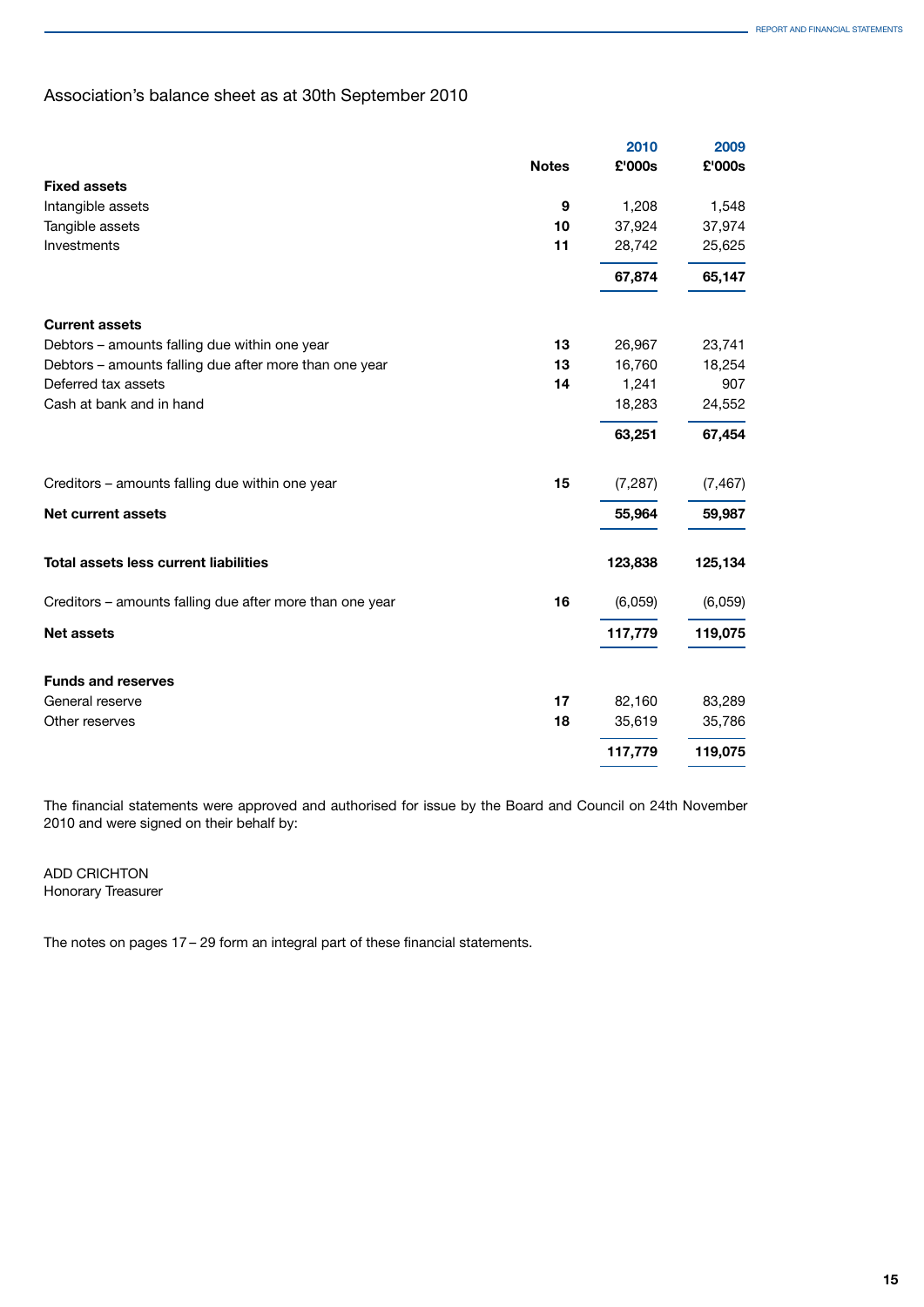## Association's balance sheet as at 30th September 2010

| | Notes | 2010 £'000s | 2009 £'000s |
|---|---|---|---|
| **Fixed assets** | | | |
| Intangible assets | **9** | 1,208 | 1,548 |
| Tangible assets | **10** | 37,924 | 37,974 |
| Investments | **11** | 28,742 | 25,625 |
| | | **67,874** | **65,147** |
| **Current assets** | | | |
| Debtors – amounts falling due within one year | **13** | 26,967 | 23,741 |
| Debtors – amounts falling due after more than one year | **13** | 16,760 | 18,254 |
| Deferred tax assets | **14** | 1,241 | 907 |
| Cash at bank and in hand | | 18,283 | 24,552 |
| | | **63,251** | **67,454** |
| Creditors – amounts falling due within one year | **15** | (7,287) | (7,467) |
| **Net current assets** | | **55,964** | **59,987** |
| **Total assets less current liabilities** | | **123,838** | **125,134** |
| Creditors – amounts falling due after more than one year | **16** | (6,059) | (6,059) |
| **Net assets** | | **117,779** | **119,075** |
| **Funds and reserves** | | | |
| General reserve | **17** | 82,160 | 83,289 |
| Other reserves | **18** | 35,619 | 35,786 |
| | | **117,779** | **119,075** |

The financial statements were approved and authorised for issue by the Board and Council on 24th November 2010 and were signed on their behalf by:

ADD CRICHTON
Honorary Treasurer

The notes on pages 17 – 29 form an integral part of these financial statements.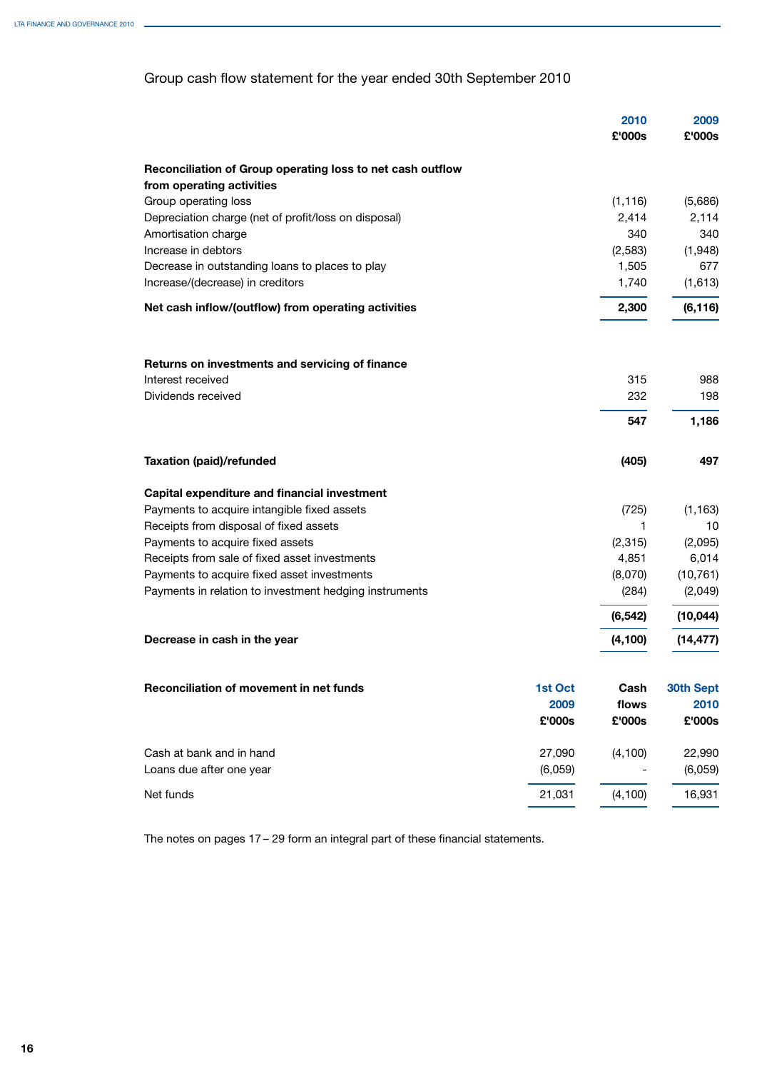# Group cash flow statement for the year ended 30th September 2010

| | 2010 £'000s | 2009 £'000s |
|---|---|---|
| **Reconciliation of Group operating loss to net cash outflow from operating activities** | | |
| Group operating loss | (1,116) | (5,686) |
| Depreciation charge (net of profit/loss on disposal) | 2,414 | 2,114 |
| Amortisation charge | 340 | 340 |
| Increase in debtors | (2,583) | (1,948) |
| Decrease in outstanding loans to places to play | 1,505 | 677 |
| Increase/(decrease) in creditors | 1,740 | (1,613) |
| **Net cash inflow/(outflow) from operating activities** | **2,300** | **(6,116)** |
| | | |
| **Returns on investments and servicing of finance** | | |
| Interest received | 315 | 988 |
| Dividends received | 232 | 198 |
| | **547** | **1,186** |
| | | |
| **Taxation (paid)/refunded** | **(405)** | **497** |
| | | |
| **Capital expenditure and financial investment** | | |
| Payments to acquire intangible fixed assets | (725) | (1,163) |
| Receipts from disposal of fixed assets | 1 | 10 |
| Payments to acquire fixed assets | (2,315) | (2,095) |
| Receipts from sale of fixed asset investments | 4,851 | 6,014 |
| Payments to acquire fixed asset investments | (8,070) | (10,761) |
| Payments in relation to investment hedging instruments | (284) | (2,049) |
| | **(6,542)** | **(10,044)** |
| **Decrease in cash in the year** | **(4,100)** | **(14,477)** |

| **Reconciliation of movement in net funds** | 1st Oct 2009 £'000s | Cash flows £'000s | 30th Sept 2010 £'000s |
|---|---|---|---|
| Cash at bank and in hand | 27,090 | (4,100) | 22,990 |
| Loans due after one year | (6,059) | - | (6,059) |
| Net funds | 21,031 | (4,100) | 16,931 |

The notes on pages 17 – 29 form an integral part of these financial statements.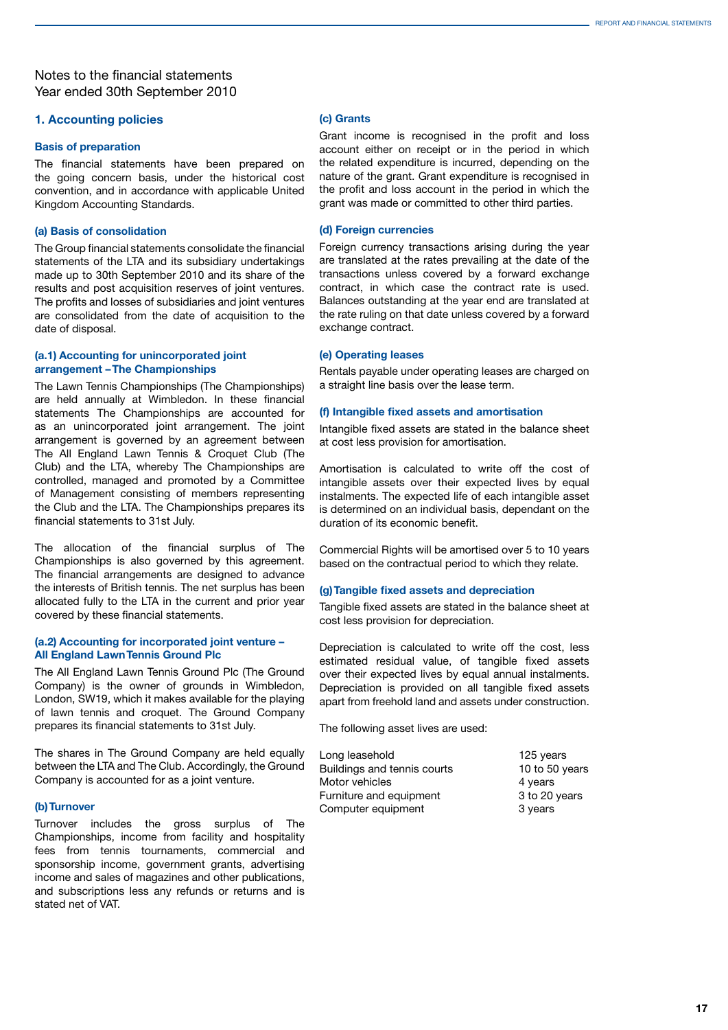# Notes to the financial statements
Year ended 30th September 2010

## 1. Accounting policies

### Basis of preparation

The financial statements have been prepared on the going concern basis, under the historical cost convention, and in accordance with applicable United Kingdom Accounting Standards.

### (a) Basis of consolidation

The Group financial statements consolidate the financial statements of the LTA and its subsidiary undertakings made up to 30th September 2010 and its share of the results and post acquisition reserves of joint ventures. The profits and losses of subsidiaries and joint ventures are consolidated from the date of acquisition to the date of disposal.

### (a.1) Accounting for unincorporated joint arrangement – The Championships

The Lawn Tennis Championships (The Championships) are held annually at Wimbledon. In these financial statements The Championships are accounted for as an unincorporated joint arrangement. The joint arrangement is governed by an agreement between The All England Lawn Tennis & Croquet Club (The Club) and the LTA, whereby The Championships are controlled, managed and promoted by a Committee of Management consisting of members representing the Club and the LTA. The Championships prepares its financial statements to 31st July.

The allocation of the financial surplus of The Championships is also governed by this agreement. The financial arrangements are designed to advance the interests of British tennis. The net surplus has been allocated fully to the LTA in the current and prior year covered by these financial statements.

### (a.2) Accounting for incorporated joint venture – All England Lawn Tennis Ground Plc

The All England Lawn Tennis Ground Plc (The Ground Company) is the owner of grounds in Wimbledon, London, SW19, which it makes available for the playing of lawn tennis and croquet. The Ground Company prepares its financial statements to 31st July.

The shares in The Ground Company are held equally between the LTA and The Club. Accordingly, the Ground Company is accounted for as a joint venture.

### (b) Turnover

Turnover includes the gross surplus of The Championships, income from facility and hospitality fees from tennis tournaments, commercial and sponsorship income, government grants, advertising income and sales of magazines and other publications, and subscriptions less any refunds or returns and is stated net of VAT.

### (c) Grants

Grant income is recognised in the profit and loss account either on receipt or in the period in which the related expenditure is incurred, depending on the nature of the grant. Grant expenditure is recognised in the profit and loss account in the period in which the grant was made or committed to other third parties.

### (d) Foreign currencies

Foreign currency transactions arising during the year are translated at the rates prevailing at the date of the transactions unless covered by a forward exchange contract, in which case the contract rate is used. Balances outstanding at the year end are translated at the rate ruling on that date unless covered by a forward exchange contract.

### (e) Operating leases

Rentals payable under operating leases are charged on a straight line basis over the lease term.

### (f) Intangible fixed assets and amortisation

Intangible fixed assets are stated in the balance sheet at cost less provision for amortisation.

Amortisation is calculated to write off the cost of intangible assets over their expected lives by equal instalments. The expected life of each intangible asset is determined on an individual basis, dependant on the duration of its economic benefit.

Commercial Rights will be amortised over 5 to 10 years based on the contractual period to which they relate.

### (g) Tangible fixed assets and depreciation

Tangible fixed assets are stated in the balance sheet at cost less provision for depreciation.

Depreciation is calculated to write off the cost, less estimated residual value, of tangible fixed assets over their expected lives by equal annual instalments. Depreciation is provided on all tangible fixed assets apart from freehold land and assets under construction.

The following asset lives are used:

| | |
|---|---|
| Long leasehold | 125 years |
| Buildings and tennis courts | 10 to 50 years |
| Motor vehicles | 4 years |
| Furniture and equipment | 3 to 20 years |
| Computer equipment | 3 years |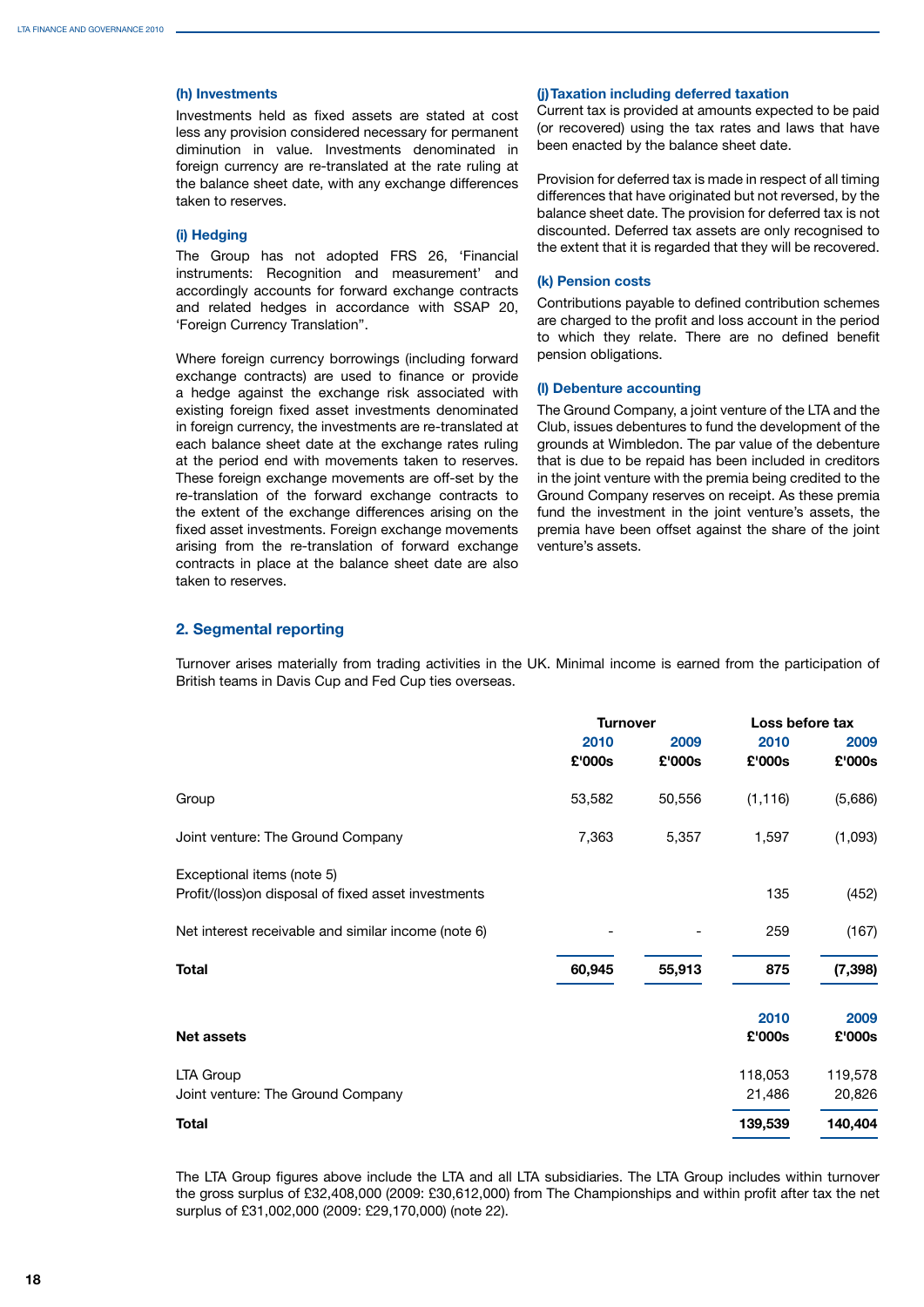### (h) Investments

Investments held as fixed assets are stated at cost less any provision considered necessary for permanent diminution in value. Investments denominated in foreign currency are re-translated at the rate ruling at the balance sheet date, with any exchange differences taken to reserves.

### (i) Hedging

The Group has not adopted FRS 26, 'Financial instruments: Recognition and measurement' and accordingly accounts for forward exchange contracts and related hedges in accordance with SSAP 20, 'Foreign Currency Translation".

Where foreign currency borrowings (including forward exchange contracts) are used to finance or provide a hedge against the exchange risk associated with existing foreign fixed asset investments denominated in foreign currency, the investments are re-translated at each balance sheet date at the exchange rates ruling at the period end with movements taken to reserves. These foreign exchange movements are off-set by the re-translation of the forward exchange contracts to the extent of the exchange differences arising on the fixed asset investments. Foreign exchange movements arising from the re-translation of forward exchange contracts in place at the balance sheet date are also taken to reserves.

### (j) Taxation including deferred taxation

Current tax is provided at amounts expected to be paid (or recovered) using the tax rates and laws that have been enacted by the balance sheet date.

Provision for deferred tax is made in respect of all timing differences that have originated but not reversed, by the balance sheet date. The provision for deferred tax is not discounted. Deferred tax assets are only recognised to the extent that it is regarded that they will be recovered.

### (k) Pension costs

Contributions payable to defined contribution schemes are charged to the profit and loss account in the period to which they relate. There are no defined benefit pension obligations.

### (l) Debenture accounting

The Ground Company, a joint venture of the LTA and the Club, issues debentures to fund the development of the grounds at Wimbledon. The par value of the debenture that is due to be repaid has been included in creditors in the joint venture with the premia being credited to the Ground Company reserves on receipt. As these premia fund the investment in the joint venture's assets, the premia have been offset against the share of the joint venture's assets.

## 2. Segmental reporting

Turnover arises materially from trading activities in the UK. Minimal income is earned from the participation of British teams in Davis Cup and Fed Cup ties overseas.

| | Turnover | | Loss before tax | |
|---|---|---|---|---|
| | 2010 £'000s | 2009 £'000s | 2010 £'000s | 2009 £'000s |
| Group | 53,582 | 50,556 | (1,116) | (5,686) |
| Joint venture: The Ground Company | 7,363 | 5,357 | 1,597 | (1,093) |
| Exceptional items (note 5) Profit/(loss)on disposal of fixed asset investments | | | 135 | (452) |
| Net interest receivable and similar income (note 6) | - | - | 259 | (167) |
| **Total** | **60,945** | **55,913** | **875** | **(7,398)** |

| Net assets | 2010 £'000s | 2009 £'000s |
|---|---|---|
| LTA Group | 118,053 | 119,578 |
| Joint venture: The Ground Company | 21,486 | 20,826 |
| **Total** | **139,539** | **140,404** |

The LTA Group figures above include the LTA and all LTA subsidiaries. The LTA Group includes within turnover the gross surplus of £32,408,000 (2009: £30,612,000) from The Championships and within profit after tax the net surplus of £31,002,000 (2009: £29,170,000) (note 22).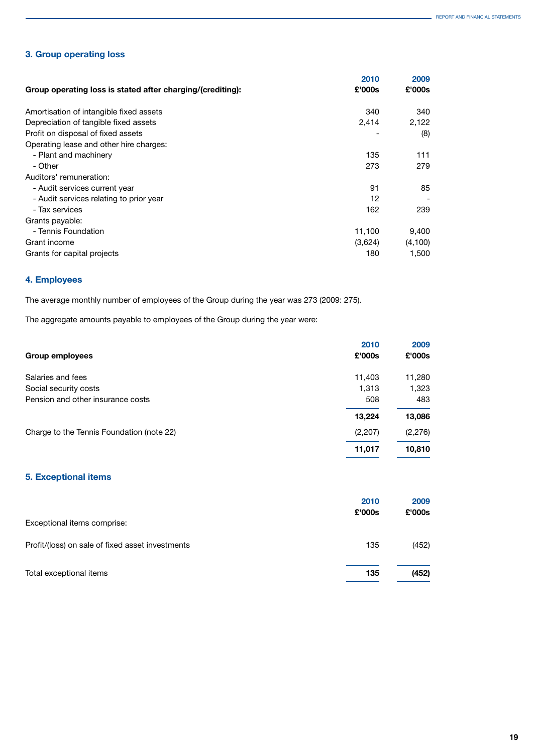## 3. Group operating loss

| Group operating loss is stated after charging/(crediting): | 2010 £'000s | 2009 £'000s |
|---|---|---|
| Amortisation of intangible fixed assets | 340 | 340 |
| Depreciation of tangible fixed assets | 2,414 | 2,122 |
| Profit on disposal of fixed assets | - | (8) |
| Operating lease and other hire charges: | | |
| - Plant and machinery | 135 | 111 |
| - Other | 273 | 279 |
| Auditors' remuneration: | | |
| - Audit services current year | 91 | 85 |
| - Audit services relating to prior year | 12 | - |
| - Tax services | 162 | 239 |
| Grants payable: | | |
| - Tennis Foundation | 11,100 | 9,400 |
| Grant income | (3,624) | (4,100) |
| Grants for capital projects | 180 | 1,500 |

## 4. Employees

The average monthly number of employees of the Group during the year was 273 (2009: 275).

The aggregate amounts payable to employees of the Group during the year were:

| Group employees | 2010 £'000s | 2009 £'000s |
|---|---|---|
| Salaries and fees | 11,403 | 11,280 |
| Social security costs | 1,313 | 1,323 |
| Pension and other insurance costs | 508 | 483 |
| | **13,224** | **13,086** |
| Charge to the Tennis Foundation (note 22) | (2,207) | (2,276) |
| | **11,017** | **10,810** |

## 5. Exceptional items

| Exceptional items comprise: | 2010 £'000s | 2009 £'000s |
|---|---|---|
| Profit/(loss) on sale of fixed asset investments | 135 | (452) |
| Total exceptional items | **135** | **(452)** |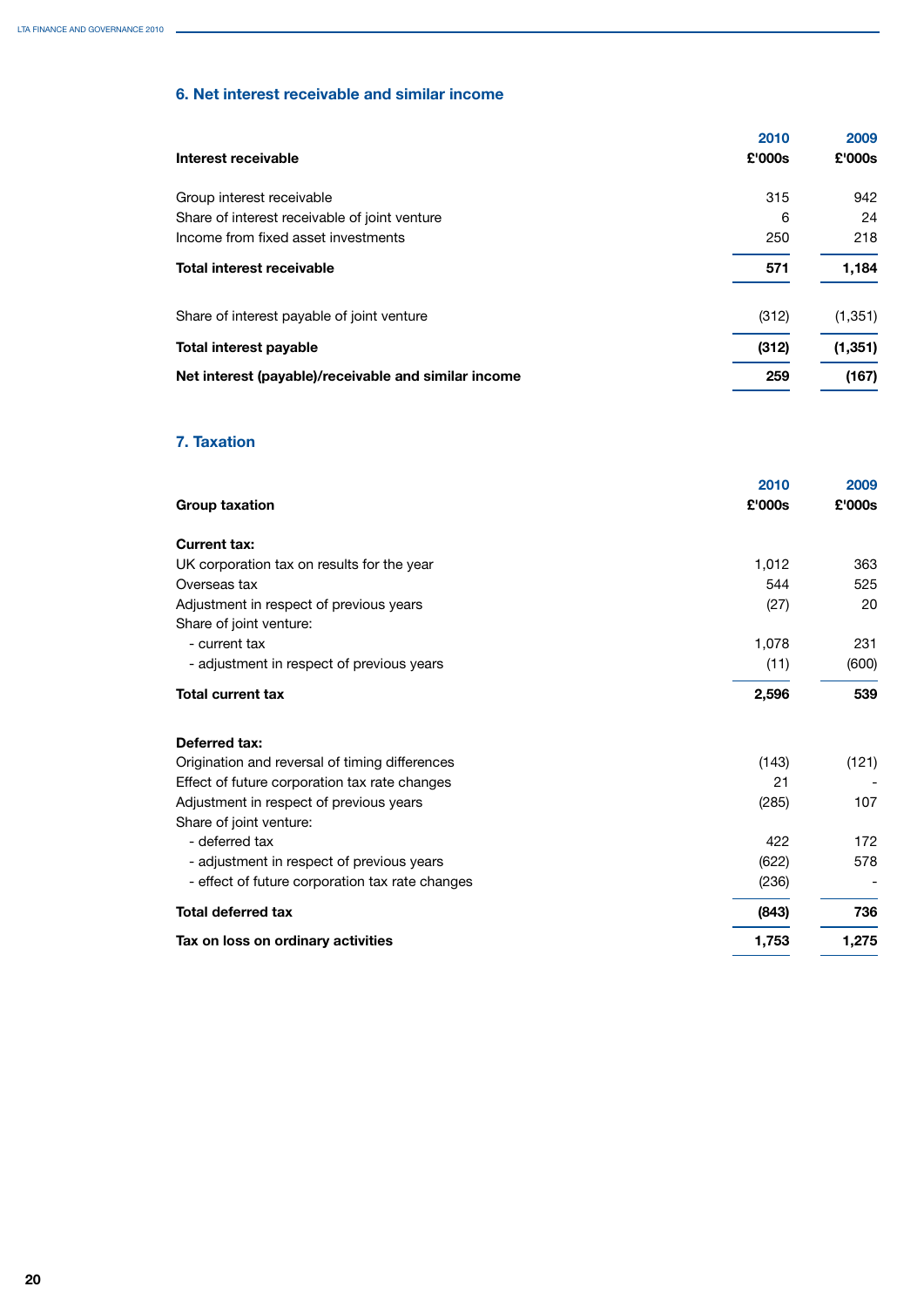## 6. Net interest receivable and similar income

| Interest receivable | 2010 £'000s | 2009 £'000s |
|---|---|---|
| Group interest receivable | 315 | 942 |
| Share of interest receivable of joint venture | 6 | 24 |
| Income from fixed asset investments | 250 | 218 |
| **Total interest receivable** | **571** | **1,184** |
| Share of interest payable of joint venture | (312) | (1,351) |
| **Total interest payable** | **(312)** | **(1,351)** |
| **Net interest (payable)/receivable and similar income** | **259** | **(167)** |

## 7. Taxation

| Group taxation | 2010 £'000s | 2009 £'000s |
|---|---|---|
| **Current tax:** | | |
| UK corporation tax on results for the year | 1,012 | 363 |
| Overseas tax | 544 | 525 |
| Adjustment in respect of previous years | (27) | 20 |
| Share of joint venture: | | |
| - current tax | 1,078 | 231 |
| - adjustment in respect of previous years | (11) | (600) |
| **Total current tax** | **2,596** | **539** |
| **Deferred tax:** | | |
| Origination and reversal of timing differences | (143) | (121) |
| Effect of future corporation tax rate changes | 21 | - |
| Adjustment in respect of previous years | (285) | 107 |
| Share of joint venture: | | |
| - deferred tax | 422 | 172 |
| - adjustment in respect of previous years | (622) | 578 |
| - effect of future corporation tax rate changes | (236) | - |
| **Total deferred tax** | **(843)** | **736** |
| **Tax on loss on ordinary activities** | **1,753** | **1,275** |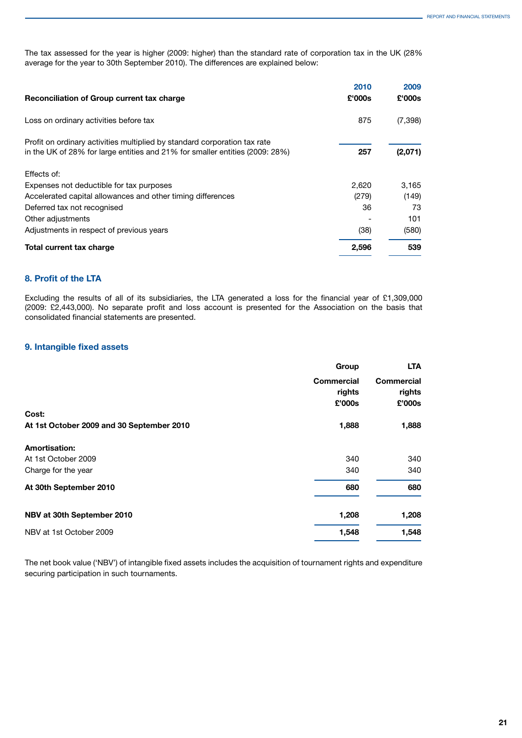The tax assessed for the year is higher (2009: higher) than the standard rate of corporation tax in the UK (28% average for the year to 30th September 2010). The differences are explained below:

| Reconciliation of Group current tax charge | 2010 £'000s | 2009 £'000s |
|---|---|---|
| Loss on ordinary activities before tax | 875 | (7,398) |
| Profit on ordinary activities multiplied by standard corporation tax rate in the UK of 28% for large entities and 21% for smaller entities (2009: 28%) | **257** | **(2,071)** |
| Effects of: | | |
| Expenses not deductible for tax purposes | 2,620 | 3,165 |
| Accelerated capital allowances and other timing differences | (279) | (149) |
| Deferred tax not recognised | 36 | 73 |
| Other adjustments | - | 101 |
| Adjustments in respect of previous years | (38) | (580) |
| **Total current tax charge** | **2,596** | **539** |

## 8. Profit of the LTA

Excluding the results of all of its subsidiaries, the LTA generated a loss for the financial year of £1,309,000 (2009: £2,443,000). No separate profit and loss account is presented for the Association on the basis that consolidated financial statements are presented.

## 9. Intangible fixed assets

| | Group | LTA |
|---|---|---|
| | **Commercial rights £'000s** | **Commercial rights £'000s** |
| **Cost:** | | |
| **At 1st October 2009 and 30 September 2010** | **1,888** | **1,888** |
| **Amortisation:** | | |
| At 1st October 2009 | 340 | 340 |
| Charge for the year | 340 | 340 |
| **At 30th September 2010** | **680** | **680** |
| **NBV at 30th September 2010** | **1,208** | **1,208** |
| NBV at 1st October 2009 | **1,548** | **1,548** |

The net book value ('NBV') of intangible fixed assets includes the acquisition of tournament rights and expenditure securing participation in such tournaments.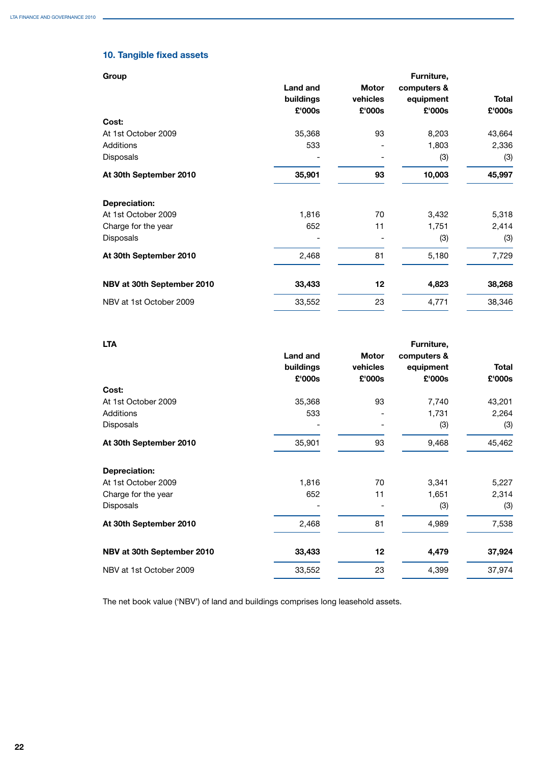## 10. Tangible fixed assets

| Group | Land and buildings £'000s | Motor vehicles £'000s | Furniture, computers & equipment £'000s | Total £'000s |
|---|---|---|---|---|
| **Cost:** | | | | |
| At 1st October 2009 | 35,368 | 93 | 8,203 | 43,664 |
| Additions | 533 | - | 1,803 | 2,336 |
| Disposals | - | - | (3) | (3) |
| **At 30th September 2010** | **35,901** | **93** | **10,003** | **45,997** |
| **Depreciation:** | | | | |
| At 1st October 2009 | 1,816 | 70 | 3,432 | 5,318 |
| Charge for the year | 652 | 11 | 1,751 | 2,414 |
| Disposals | - | - | (3) | (3) |
| **At 30th September 2010** | 2,468 | 81 | 5,180 | 7,729 |
| **NBV at 30th September 2010** | **33,433** | **12** | **4,823** | **38,268** |
| NBV at 1st October 2009 | 33,552 | 23 | 4,771 | 38,346 |

| LTA | Land and buildings £'000s | Motor vehicles £'000s | Furniture, computers & equipment £'000s | Total £'000s |
|---|---|---|---|---|
| **Cost:** | | | | |
| At 1st October 2009 | 35,368 | 93 | 7,740 | 43,201 |
| Additions | 533 | - | 1,731 | 2,264 |
| Disposals | - | - | (3) | (3) |
| **At 30th September 2010** | 35,901 | 93 | 9,468 | 45,462 |
| **Depreciation:** | | | | |
| At 1st October 2009 | 1,816 | 70 | 3,341 | 5,227 |
| Charge for the year | 652 | 11 | 1,651 | 2,314 |
| Disposals | - | - | (3) | (3) |
| **At 30th September 2010** | 2,468 | 81 | 4,989 | 7,538 |
| **NBV at 30th September 2010** | **33,433** | **12** | **4,479** | **37,924** |
| NBV at 1st October 2009 | 33,552 | 23 | 4,399 | 37,974 |

The net book value ('NBV') of land and buildings comprises long leasehold assets.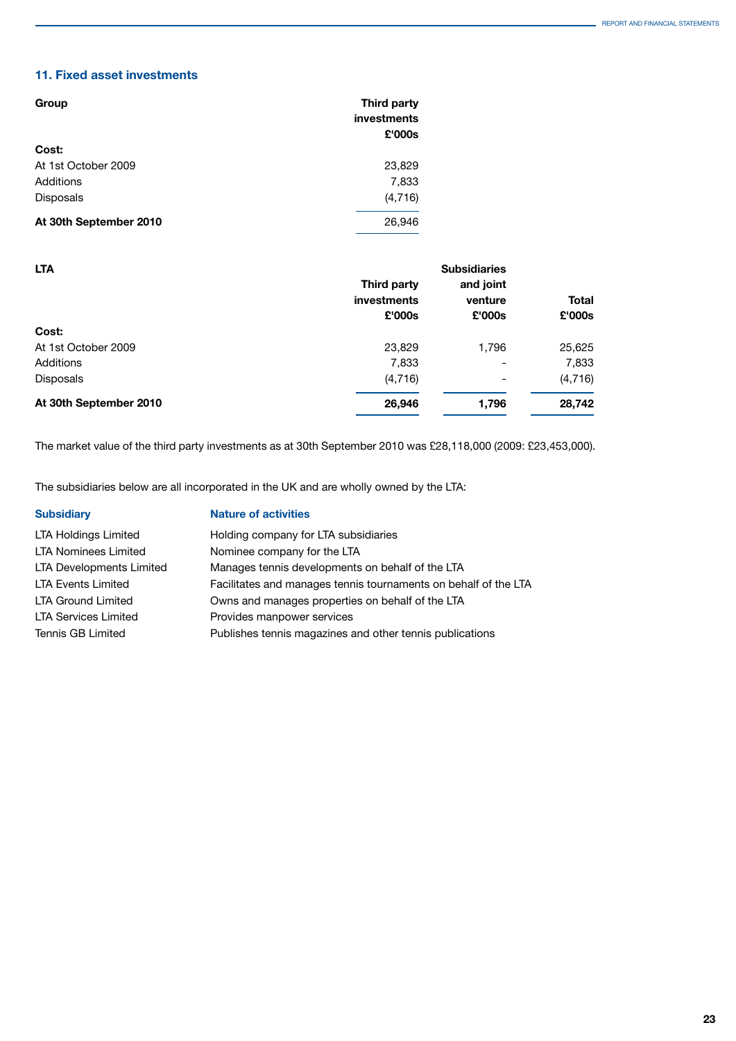## 11. Fixed asset investments

| Group | Third party investments £'000s |
|---|---|
| **Cost:** | |
| At 1st October 2009 | 23,829 |
| Additions | 7,833 |
| Disposals | (4,716) |
| **At 30th September 2010** | 26,946 |

| LTA | Third party investments £'000s | Subsidiaries and joint venture £'000s | Total £'000s |
|---|---|---|---|
| **Cost:** | | | |
| At 1st October 2009 | 23,829 | 1,796 | 25,625 |
| Additions | 7,833 | - | 7,833 |
| Disposals | (4,716) | - | (4,716) |
| **At 30th September 2010** | **26,946** | **1,796** | **28,742** |

The market value of the third party investments as at 30th September 2010 was £28,118,000 (2009: £23,453,000).

The subsidiaries below are all incorporated in the UK and are wholly owned by the LTA:

| Subsidiary | Nature of activities |
|---|---|
| LTA Holdings Limited | Holding company for LTA subsidiaries |
| LTA Nominees Limited | Nominee company for the LTA |
| LTA Developments Limited | Manages tennis developments on behalf of the LTA |
| LTA Events Limited | Facilitates and manages tennis tournaments on behalf of the LTA |
| LTA Ground Limited | Owns and manages properties on behalf of the LTA |
| LTA Services Limited | Provides manpower services |
| Tennis GB Limited | Publishes tennis magazines and other tennis publications |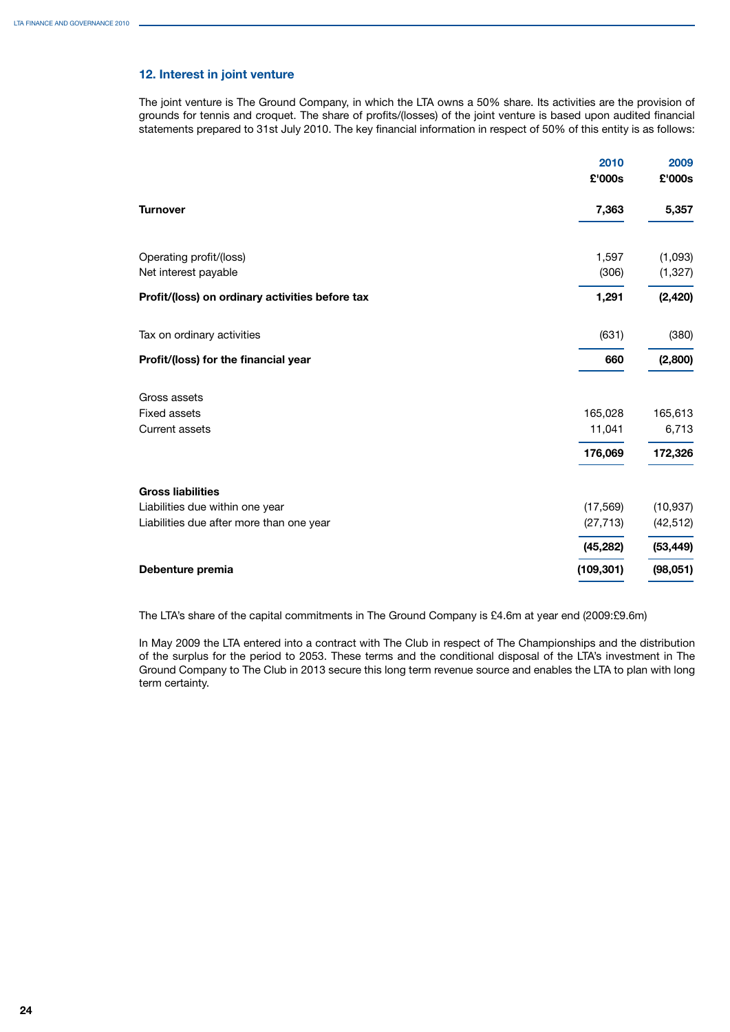## 12. Interest in joint venture

The joint venture is The Ground Company, in which the LTA owns a 50% share. Its activities are the provision of grounds for tennis and croquet. The share of profits/(losses) of the joint venture is based upon audited financial statements prepared to 31st July 2010. The key financial information in respect of 50% of this entity is as follows:

| | 2010<br>£'000s | 2009<br>£'000s |
|---|---|---|
| **Turnover** | **7,363** | **5,357** |
| | | |
| Operating profit/(loss) | 1,597 | (1,093) |
| Net interest payable | (306) | (1,327) |
| **Profit/(loss) on ordinary activities before tax** | **1,291** | **(2,420)** |
| | | |
| Tax on ordinary activities | (631) | (380) |
| **Profit/(loss) for the financial year** | **660** | **(2,800)** |
| | | |
| Gross assets | | |
| Fixed assets | 165,028 | 165,613 |
| Current assets | 11,041 | 6,713 |
| | **176,069** | **172,326** |
| | | |
| **Gross liabilities** | | |
| Liabilities due within one year | (17,569) | (10,937) |
| Liabilities due after more than one year | (27,713) | (42,512) |
| | **(45,282)** | **(53,449)** |
| **Debenture premia** | **(109,301)** | **(98,051)** |

The LTA's share of the capital commitments in The Ground Company is £4.6m at year end (2009:£9.6m)

In May 2009 the LTA entered into a contract with The Club in respect of The Championships and the distribution of the surplus for the period to 2053. These terms and the conditional disposal of the LTA's investment in The Ground Company to The Club in 2013 secure this long term revenue source and enables the LTA to plan with long term certainty.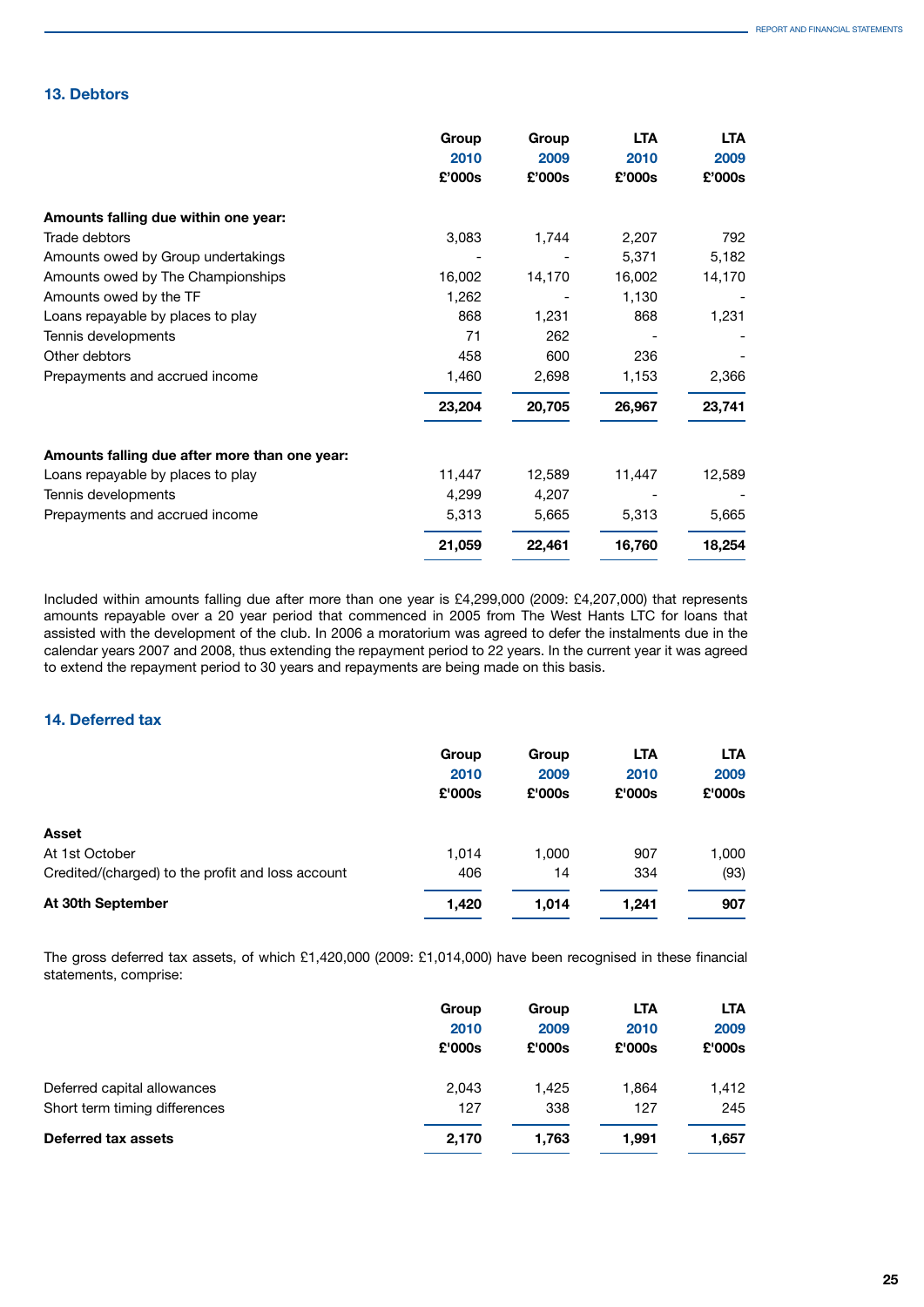## 13. Debtors

| | Group 2010 £'000s | Group 2009 £'000s | LTA 2010 £'000s | LTA 2009 £'000s |
|---|---|---|---|---|
| **Amounts falling due within one year:** | | | | |
| Trade debtors | 3,083 | 1,744 | 2,207 | 792 |
| Amounts owed by Group undertakings | - | - | 5,371 | 5,182 |
| Amounts owed by The Championships | 16,002 | 14,170 | 16,002 | 14,170 |
| Amounts owed by the TF | 1,262 | - | 1,130 | - |
| Loans repayable by places to play | 868 | 1,231 | 868 | 1,231 |
| Tennis developments | 71 | 262 | - | - |
| Other debtors | 458 | 600 | 236 | - |
| Prepayments and accrued income | 1,460 | 2,698 | 1,153 | 2,366 |
| | **23,204** | **20,705** | **26,967** | **23,741** |
| **Amounts falling due after more than one year:** | | | | |
| Loans repayable by places to play | 11,447 | 12,589 | 11,447 | 12,589 |
| Tennis developments | 4,299 | 4,207 | - | - |
| Prepayments and accrued income | 5,313 | 5,665 | 5,313 | 5,665 |
| | **21,059** | **22,461** | **16,760** | **18,254** |

Included within amounts falling due after more than one year is £4,299,000 (2009: £4,207,000) that represents amounts repayable over a 20 year period that commenced in 2005 from The West Hants LTC for loans that assisted with the development of the club. In 2006 a moratorium was agreed to defer the instalments due in the calendar years 2007 and 2008, thus extending the repayment period to 22 years. In the current year it was agreed to extend the repayment period to 30 years and repayments are being made on this basis.

## 14. Deferred tax

| | Group 2010 £'000s | Group 2009 £'000s | LTA 2010 £'000s | LTA 2009 £'000s |
|---|---|---|---|---|
| **Asset** | | | | |
| At 1st October | 1,014 | 1,000 | 907 | 1,000 |
| Credited/(charged) to the profit and loss account | 406 | 14 | 334 | (93) |
| **At 30th September** | **1,420** | **1,014** | **1,241** | **907** |

The gross deferred tax assets, of which £1,420,000 (2009: £1,014,000) have been recognised in these financial statements, comprise:

| | Group 2010 £'000s | Group 2009 £'000s | LTA 2010 £'000s | LTA 2009 £'000s |
|---|---|---|---|---|
| Deferred capital allowances | 2,043 | 1,425 | 1,864 | 1,412 |
| Short term timing differences | 127 | 338 | 127 | 245 |
| **Deferred tax assets** | **2,170** | **1,763** | **1,991** | **1,657** |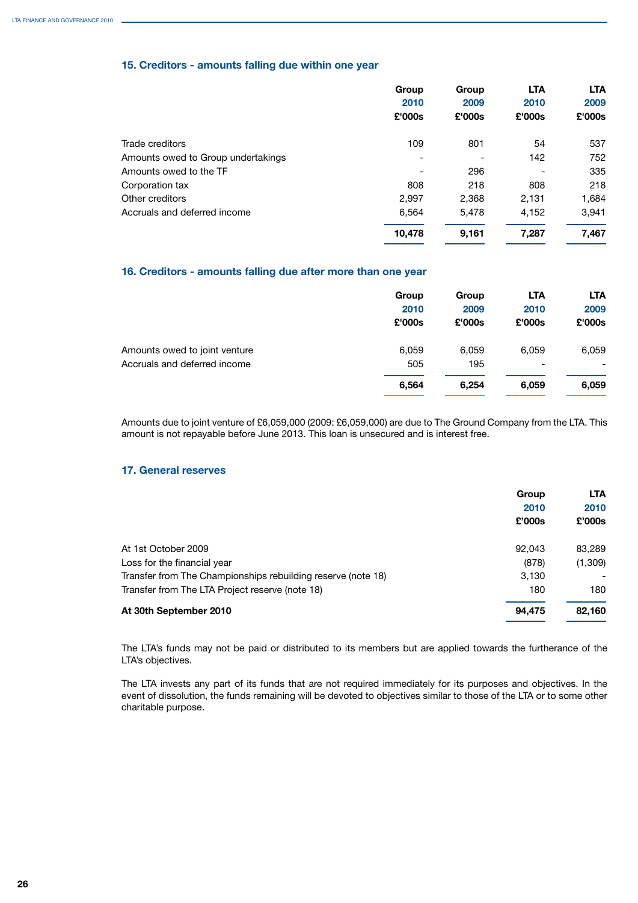## 15. Creditors - amounts falling due within one year

| | Group 2010 £'000s | Group 2009 £'000s | LTA 2010 £'000s | LTA 2009 £'000s |
|---|---|---|---|---|
| Trade creditors | 109 | 801 | 54 | 537 |
| Amounts owed to Group undertakings | - | - | 142 | 752 |
| Amounts owed to the TF | - | 296 | - | 335 |
| Corporation tax | 808 | 218 | 808 | 218 |
| Other creditors | 2,997 | 2,368 | 2,131 | 1,684 |
| Accruals and deferred income | 6,564 | 5,478 | 4,152 | 3,941 |
| | **10,478** | **9,161** | **7,287** | **7,467** |

## 16. Creditors - amounts falling due after more than one year

| | Group 2010 £'000s | Group 2009 £'000s | LTA 2010 £'000s | LTA 2009 £'000s |
|---|---|---|---|---|
| Amounts owed to joint venture | 6,059 | 6,059 | 6,059 | 6,059 |
| Accruals and deferred income | 505 | 195 | - | - |
| | **6,564** | **6,254** | **6,059** | **6,059** |

Amounts due to joint venture of £6,059,000 (2009: £6,059,000) are due to The Ground Company from the LTA. This amount is not repayable before June 2013. This loan is unsecured and is interest free.

## 17. General reserves

| | Group 2010 £'000s | LTA 2010 £'000s |
|---|---|---|
| At 1st October 2009 | 92,043 | 83,289 |
| Loss for the financial year | (878) | (1,309) |
| Transfer from The Championships rebuilding reserve (note 18) | 3,130 | - |
| Transfer from The LTA Project reserve (note 18) | 180 | 180 |
| **At 30th September 2010** | **94,475** | **82,160** |

The LTA's funds may not be paid or distributed to its members but are applied towards the furtherance of the LTA's objectives.

The LTA invests any part of its funds that are not required immediately for its purposes and objectives. In the event of dissolution, the funds remaining will be devoted to objectives similar to those of the LTA or to some other charitable purpose.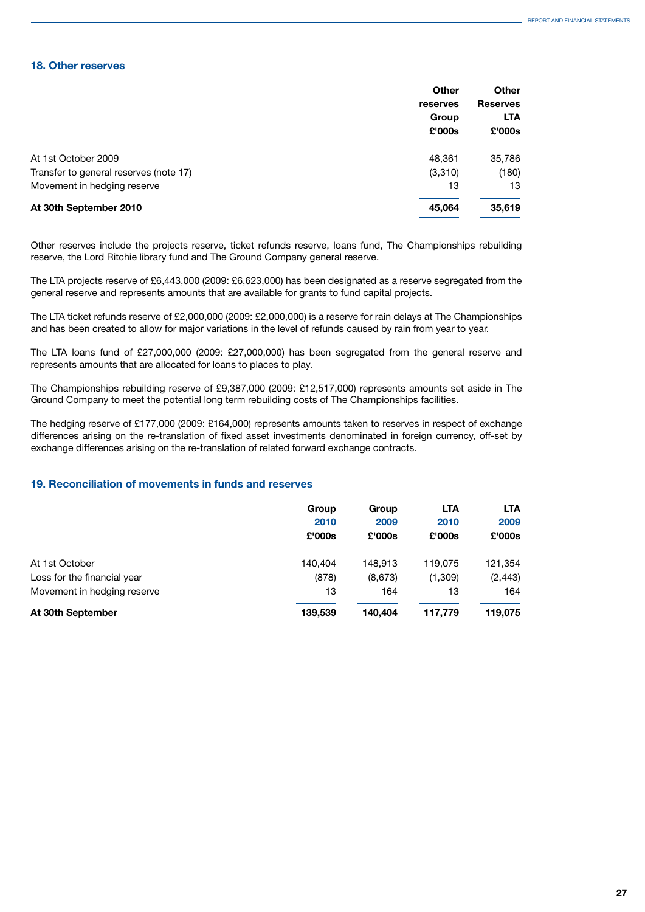## 18. Other reserves

| | Other reserves Group £'000s | Other Reserves LTA £'000s |
|---|---|---|
| At 1st October 2009 | 48,361 | 35,786 |
| Transfer to general reserves (note 17) | (3,310) | (180) |
| Movement in hedging reserve | 13 | 13 |
| **At 30th September 2010** | **45,064** | **35,619** |

Other reserves include the projects reserve, ticket refunds reserve, loans fund, The Championships rebuilding reserve, the Lord Ritchie library fund and The Ground Company general reserve.

The LTA projects reserve of £6,443,000 (2009: £6,623,000) has been designated as a reserve segregated from the general reserve and represents amounts that are available for grants to fund capital projects.

The LTA ticket refunds reserve of £2,000,000 (2009: £2,000,000) is a reserve for rain delays at The Championships and has been created to allow for major variations in the level of refunds caused by rain from year to year.

The LTA loans fund of £27,000,000 (2009: £27,000,000) has been segregated from the general reserve and represents amounts that are allocated for loans to places to play.

The Championships rebuilding reserve of £9,387,000 (2009: £12,517,000) represents amounts set aside in The Ground Company to meet the potential long term rebuilding costs of The Championships facilities.

The hedging reserve of £177,000 (2009: £164,000) represents amounts taken to reserves in respect of exchange differences arising on the re-translation of fixed asset investments denominated in foreign currency, off-set by exchange differences arising on the re-translation of related forward exchange contracts.

## 19. Reconciliation of movements in funds and reserves

| | Group 2010 £'000s | Group 2009 £'000s | LTA 2010 £'000s | LTA 2009 £'000s |
|---|---|---|---|---|
| At 1st October | 140,404 | 148,913 | 119,075 | 121,354 |
| Loss for the financial year | (878) | (8,673) | (1,309) | (2,443) |
| Movement in hedging reserve | 13 | 164 | 13 | 164 |
| **At 30th September** | **139,539** | **140,404** | **117,779** | **119,075** |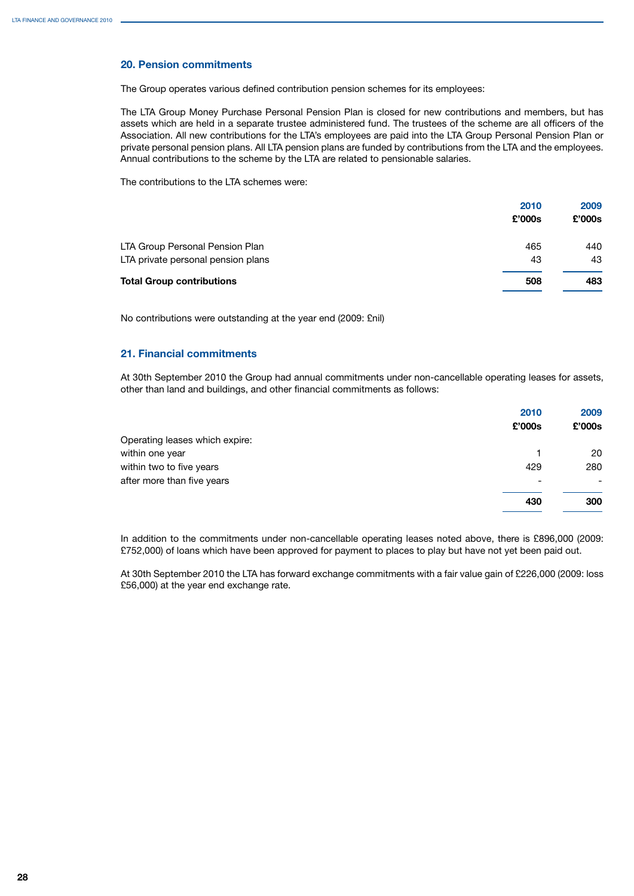## 20. Pension commitments

The Group operates various defined contribution pension schemes for its employees:

The LTA Group Money Purchase Personal Pension Plan is closed for new contributions and members, but has assets which are held in a separate trustee administered fund. The trustees of the scheme are all officers of the Association. All new contributions for the LTA's employees are paid into the LTA Group Personal Pension Plan or private personal pension plans. All LTA pension plans are funded by contributions from the LTA and the employees. Annual contributions to the scheme by the LTA are related to pensionable salaries.

The contributions to the LTA schemes were:

| | 2010 £'000s | 2009 £'000s |
|---|---|---|
| LTA Group Personal Pension Plan | 465 | 440 |
| LTA private personal pension plans | 43 | 43 |
| **Total Group contributions** | **508** | **483** |

No contributions were outstanding at the year end (2009: £nil)

## 21. Financial commitments

At 30th September 2010 the Group had annual commitments under non-cancellable operating leases for assets, other than land and buildings, and other financial commitments as follows:

| | 2010 £'000s | 2009 £'000s |
|---|---|---|
| Operating leases which expire: | | |
| within one year | 1 | 20 |
| within two to five years | 429 | 280 |
| after more than five years | - | - |
| | **430** | **300** |

In addition to the commitments under non-cancellable operating leases noted above, there is £896,000 (2009: £752,000) of loans which have been approved for payment to places to play but have not yet been paid out.

At 30th September 2010 the LTA has forward exchange commitments with a fair value gain of £226,000 (2009: loss £56,000) at the year end exchange rate.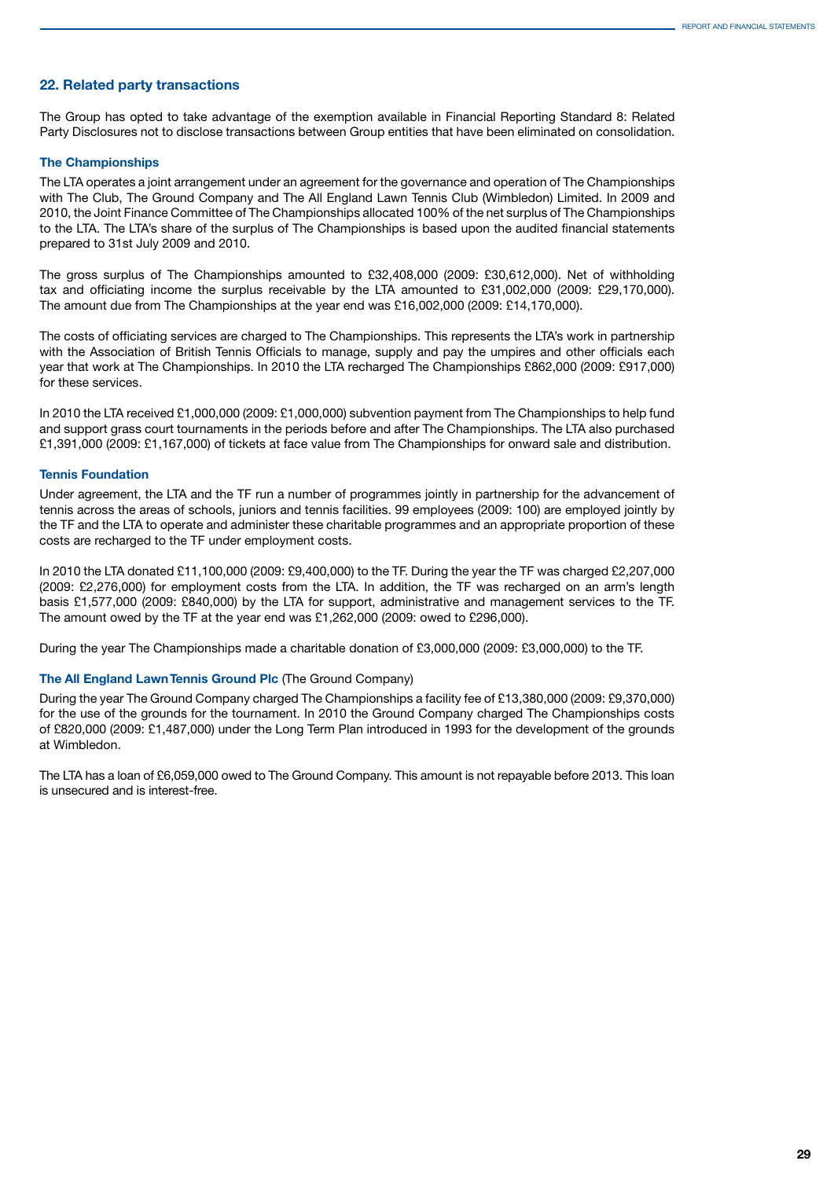## 22. Related party transactions

The Group has opted to take advantage of the exemption available in Financial Reporting Standard 8: Related Party Disclosures not to disclose transactions between Group entities that have been eliminated on consolidation.

### The Championships

The LTA operates a joint arrangement under an agreement for the governance and operation of The Championships with The Club, The Ground Company and The All England Lawn Tennis Club (Wimbledon) Limited. In 2009 and 2010, the Joint Finance Committee of The Championships allocated 100% of the net surplus of The Championships to the LTA. The LTA's share of the surplus of The Championships is based upon the audited financial statements prepared to 31st July 2009 and 2010.

The gross surplus of The Championships amounted to £32,408,000 (2009: £30,612,000). Net of withholding tax and officiating income the surplus receivable by the LTA amounted to £31,002,000 (2009: £29,170,000). The amount due from The Championships at the year end was £16,002,000 (2009: £14,170,000).

The costs of officiating services are charged to The Championships. This represents the LTA's work in partnership with the Association of British Tennis Officials to manage, supply and pay the umpires and other officials each year that work at The Championships. In 2010 the LTA recharged The Championships £862,000 (2009: £917,000) for these services.

In 2010 the LTA received £1,000,000 (2009: £1,000,000) subvention payment from The Championships to help fund and support grass court tournaments in the periods before and after The Championships. The LTA also purchased £1,391,000 (2009: £1,167,000) of tickets at face value from The Championships for onward sale and distribution.

### Tennis Foundation

Under agreement, the LTA and the TF run a number of programmes jointly in partnership for the advancement of tennis across the areas of schools, juniors and tennis facilities. 99 employees (2009: 100) are employed jointly by the TF and the LTA to operate and administer these charitable programmes and an appropriate proportion of these costs are recharged to the TF under employment costs.

In 2010 the LTA donated £11,100,000 (2009: £9,400,000) to the TF. During the year the TF was charged £2,207,000 (2009: £2,276,000) for employment costs from the LTA. In addition, the TF was recharged on an arm's length basis £1,577,000 (2009: £840,000) by the LTA for support, administrative and management services to the TF. The amount owed by the TF at the year end was £1,262,000 (2009: owed to £296,000).

During the year The Championships made a charitable donation of £3,000,000 (2009: £3,000,000) to the TF.

### The All England Lawn Tennis Ground Plc (The Ground Company)

During the year The Ground Company charged The Championships a facility fee of £13,380,000 (2009: £9,370,000) for the use of the grounds for the tournament. In 2010 the Ground Company charged The Championships costs of £820,000 (2009: £1,487,000) under the Long Term Plan introduced in 1993 for the development of the grounds at Wimbledon.

The LTA has a loan of £6,059,000 owed to The Ground Company. This amount is not repayable before 2013. This loan is unsecured and is interest-free.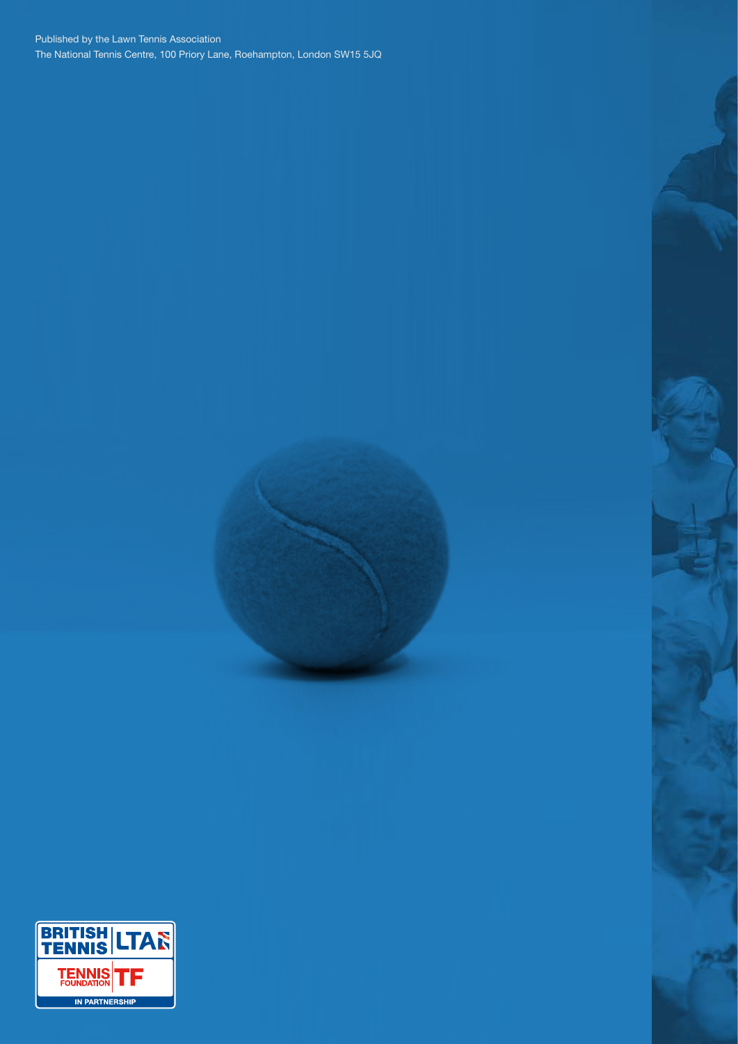Published by the Lawn Tennis Association
The National Tennis Centre, 100 Priory Lane, Roehampton, London SW15 5JQ

BRITISH TENNIS LTA
TENNIS FOUNDATION TF
IN PARTNERSHIP